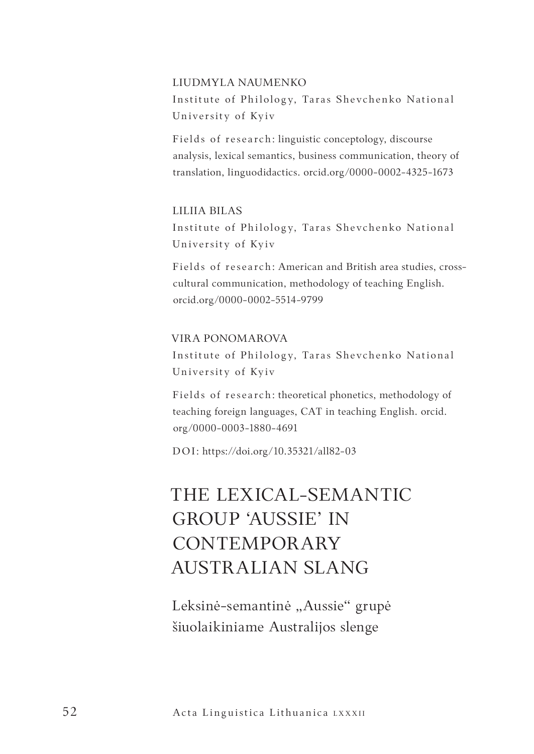LIUDMYLA NAUMENKO

Institute of Philology, Taras Shevchenko National University of Kyiv

Fields of research: linguistic conceptology, discourse analysis, lexical semantics, business communication, theory of translation, linguodidactics. orcid.org/0000-0002-4325-1673

LILIIA BILAS

Institute of Philology, Taras Shevchenko National University of Kyiv

Fields of research: American and British area studies, cross-cultural communication, methodology of teaching English. orcid.org/0000-0002-5514-9799

VIRA PONOMAROVA

Institute of Philology, Taras Shevchenko National University of Kyiv

Fields of research: theoretical phonetics, methodology of teaching foreign languages, CAT in teaching English. orcid.org/0000-0003-1880-4691

DOI: https://doi.org/10.35321/all82-03

# THE LEXICAL-SEMANTIC GROUP 'AUSSIE' IN CONTEMPORARY AUSTRALIAN SLANG

## Leksinė-semantinė „Aussie“ grupė šiuolaikiniame Australijos slenge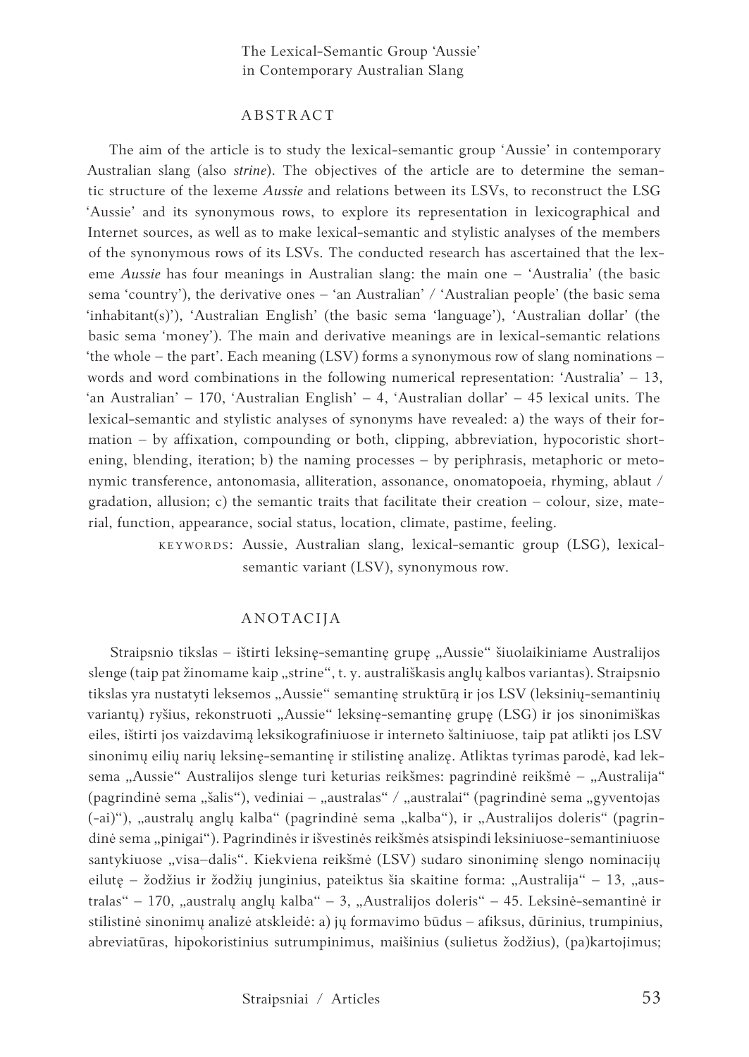The Lexical-Semantic Group 'Aussie' in Contemporary Australian Slang

## ABSTRACT

The aim of the article is to study the lexical-semantic group 'Aussie' in contemporary Australian slang (also *strine*). The objectives of the article are to determine the semantic structure of the lexeme *Aussie* and relations between its LSVs, to reconstruct the LSG 'Aussie' and its synonymous rows, to explore its representation in lexicographical and Internet sources, as well as to make lexical-semantic and stylistic analyses of the members of the synonymous rows of its LSVs. The conducted research has ascertained that the lexeme *Aussie* has four meanings in Australian slang: the main one – 'Australia' (the basic sema 'country'), the derivative ones – 'an Australian' / 'Australian people' (the basic sema 'inhabitant(s)'), 'Australian English' (the basic sema 'language'), 'Australian dollar' (the basic sema 'money'). The main and derivative meanings are in lexical-semantic relations 'the whole – the part'. Each meaning (LSV) forms a synonymous row of slang nominations – words and word combinations in the following numerical representation: 'Australia' – 13, 'an Australian' – 170, 'Australian English' – 4, 'Australian dollar' – 45 lexical units. The lexical-semantic and stylistic analyses of synonyms have revealed: a) the ways of their formation – by affixation, compounding or both, clipping, abbreviation, hypocoristic shortening, blending, iteration; b) the naming processes – by periphrasis, metaphoric or metonymic transference, antonomasia, alliteration, assonance, onomatopoeia, rhyming, ablaut / gradation, allusion; c) the semantic traits that facilitate their creation – colour, size, material, function, appearance, social status, location, climate, pastime, feeling.

KEYWORDS: Aussie, Australian slang, lexical-semantic group (LSG), lexical-semantic variant (LSV), synonymous row.

## ANOTACIJA

Straipsnio tikslas – ištirti leksinę-semantinę grupę „Aussie" šiuolaikiniame Australijos slenge (taip pat žinomame kaip „strine", t. y. australiškasis anglų kalbos variantas). Straipsnio tikslas yra nustatyti leksemos „Aussie" semantinę struktūrą ir jos LSV (leksinių-semantinių variantų) ryšius, rekonstruoti „Aussie" leksinę-semantinę grupę (LSG) ir jos sinonimiškas eiles, ištirti jos vaizdavimą leksikografiniuose ir interneto šaltiniuose, taip pat atlikti jos LSV sinonimų eilių narių leksinę-semantinę ir stilistinę analizę. Atliktas tyrimas parodė, kad leksema „Aussie" Australijos slenge turi keturias reikšmes: pagrindinė reikšmė – „Australija" (pagrindinė sema „šalis"), vediniai – „australas" / „australai" (pagrindinė sema „gyventojas (-ai)"), „australų anglų kalba" (pagrindinė sema „kalba"), ir „Australijos doleris" (pagrindinė sema „pinigai"). Pagrindinės ir išvestinės reikšmės atsispindi leksiniuose-semantiniuose santykiuose „visa–dalis". Kiekviena reikšmė (LSV) sudaro sinoniminę slengo nominacijų eilutę – žodžius ir žodžių junginius, pateiktus šia skaitine forma: „Australija" – 13, „australas" – 170, „australų anglų kalba" – 3, „Australijos doleris" – 45. Leksinė-semantinė ir stilistinė sinonimų analizė atskleidė: a) jų formavimo būdus – afiksus, dūrinius, trumpinius, abreviatūras, hipokoristinius sutrumpinimus, maišinius (sulietus žodžius), (pa)kartojimus;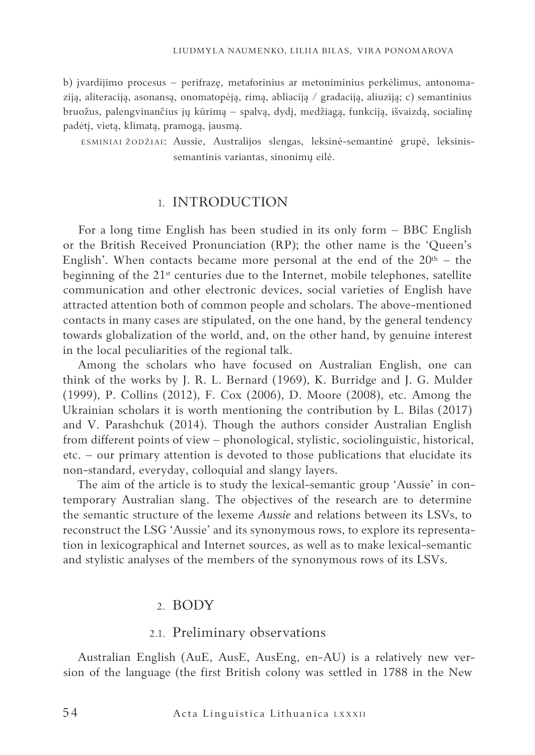b) įvardijimo procesus – perifrazę, metaforinius ar metoniminius perkėlimus, antonomaziją, aliteraciją, asonansą, onomatopėją, rimą, abliaciją / gradaciją, aliuziją; c) semantinius bruožus, palengvinančius jų kūrimą – spalvą, dydį, medžiagą, funkciją, išvaizdą, socialinę padėtį, vietą, klimatą, pramogą, jausmą.

ESMINIAI ŽODŽIAI: Aussie, Australijos slengas, leksinė-semantinė grupė, leksinis-semantinis variantas, sinonimų eilė.

## 1. INTRODUCTION

For a long time English has been studied in its only form – BBC English or the British Received Pronunciation (RP); the other name is the 'Queen's English'. When contacts became more personal at the end of the 20th – the beginning of the 21st centuries due to the Internet, mobile telephones, satellite communication and other electronic devices, social varieties of English have attracted attention both of common people and scholars. The above-mentioned contacts in many cases are stipulated, on the one hand, by the general tendency towards globalization of the world, and, on the other hand, by genuine interest in the local peculiarities of the regional talk.

Among the scholars who have focused on Australian English, one can think of the works by J. R. L. Bernard (1969), K. Burridge and J. G. Mulder (1999), P. Collins (2012), F. Cox (2006), D. Moore (2008), etc. Among the Ukrainian scholars it is worth mentioning the contribution by L. Bilas (2017) and V. Parashchuk (2014). Though the authors consider Australian English from different points of view – phonological, stylistic, sociolinguistic, historical, etc. – our primary attention is devoted to those publications that elucidate its non-standard, everyday, colloquial and slangy layers.

The aim of the article is to study the lexical-semantic group 'Aussie' in contemporary Australian slang. The objectives of the research are to determine the semantic structure of the lexeme *Aussie* and relations between its LSVs, to reconstruct the LSG 'Aussie' and its synonymous rows, to explore its representation in lexicographical and Internet sources, as well as to make lexical-semantic and stylistic analyses of the members of the synonymous rows of its LSVs.

## 2. BODY

### 2.1. Preliminary observations

Australian English (AuE, AusE, AusEng, en-AU) is a relatively new version of the language (the first British colony was settled in 1788 in the New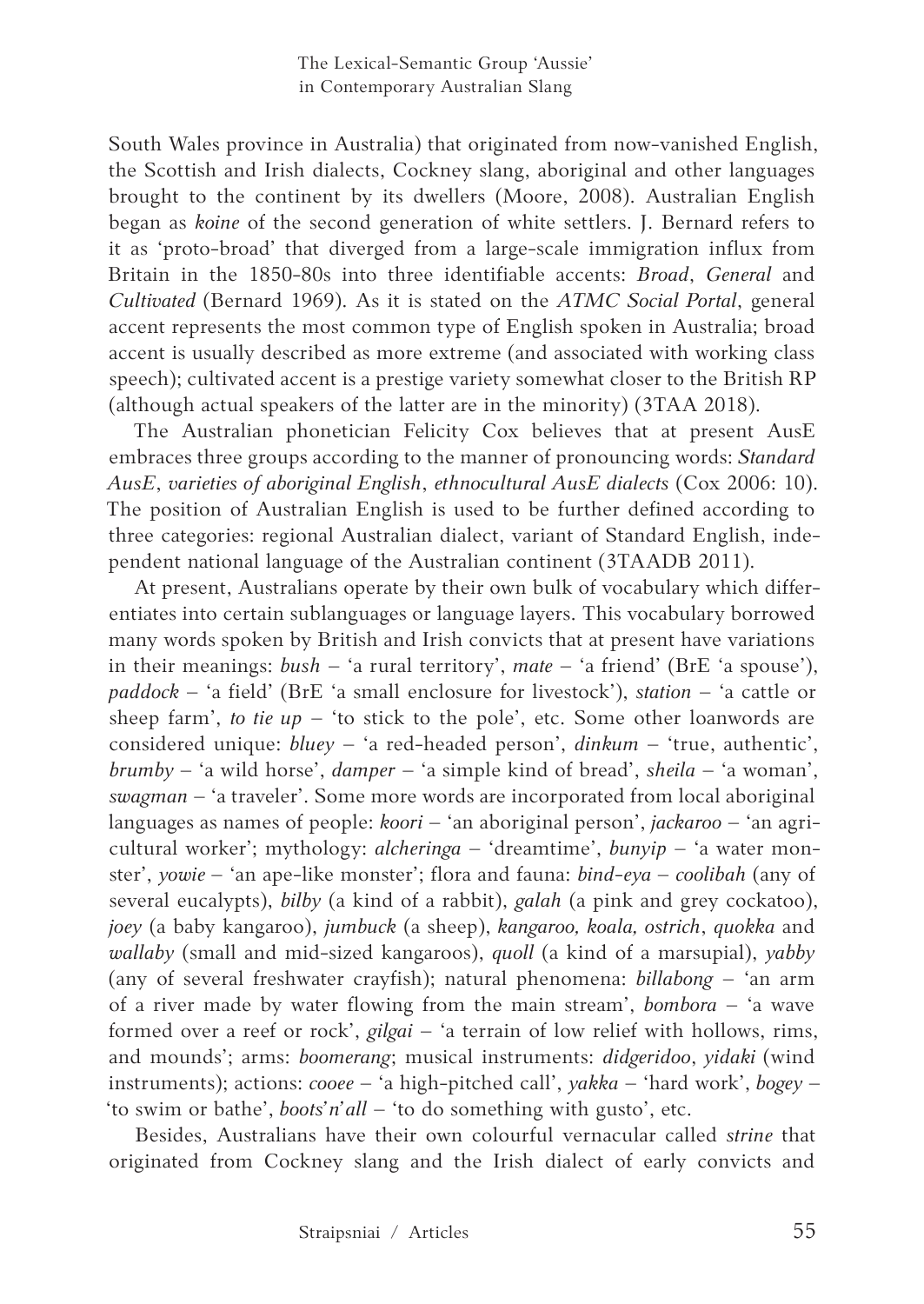South Wales province in Australia) that originated from now-vanished English, the Scottish and Irish dialects, Cockney slang, aboriginal and other languages brought to the continent by its dwellers (Moore, 2008). Australian English began as *koine* of the second generation of white settlers. J. Bernard refers to it as 'proto-broad' that diverged from a large-scale immigration influx from Britain in the 1850-80s into three identifiable accents: *Broad*, *General* and *Cultivated* (Bernard 1969). As it is stated on the *ATMC Social Portal*, general accent represents the most common type of English spoken in Australia; broad accent is usually described as more extreme (and associated with working class speech); cultivated accent is a prestige variety somewhat closer to the British RP (although actual speakers of the latter are in the minority) (3TAA 2018).

The Australian phonetician Felicity Cox believes that at present AusE embraces three groups according to the manner of pronouncing words: *Standard AusE*, *varieties of aboriginal English*, *ethnocultural AusE dialects* (Cox 2006: 10). The position of Australian English is used to be further defined according to three categories: regional Australian dialect, variant of Standard English, independent national language of the Australian continent (3TAADB 2011).

At present, Australians operate by their own bulk of vocabulary which differentiates into certain sublanguages or language layers. This vocabulary borrowed many words spoken by British and Irish convicts that at present have variations in their meanings: *bush* – 'a rural territory', *mate* – 'a friend' (BrE 'a spouse'), *paddock* – 'a field' (BrE 'a small enclosure for livestock'), *station* – 'a cattle or sheep farm', *to tie up* – 'to stick to the pole', etc. Some other loanwords are considered unique: *bluey* – 'a red-headed person', *dinkum* – 'true, authentic', *brumby* – 'a wild horse', *damper* – 'a simple kind of bread', *sheila* – 'a woman', *swagman* – 'a traveler'. Some more words are incorporated from local aboriginal languages as names of people: *koori* – 'an aboriginal person', *jackaroo* – 'an agricultural worker'; mythology: *alcheringa* – 'dreamtime', *bunyip* – 'a water monster', *yowie* – 'an ape-like monster'; flora and fauna: *bind-eya* – *coolibah* (any of several eucalypts), *bilby* (a kind of a rabbit), *galah* (a pink and grey cockatoo), *joey* (a baby kangaroo), *jumbuck* (a sheep), *kangaroo, koala, ostrich*, *quokka* and *wallaby* (small and mid-sized kangaroos), *quoll* (a kind of a marsupial), *yabby* (any of several freshwater crayfish); natural phenomena: *billabong* – 'an arm of a river made by water flowing from the main stream', *bombora* – 'a wave formed over a reef or rock', *gilgai* – 'a terrain of low relief with hollows, rims, and mounds'; arms: *boomerang*; musical instruments: *didgeridoo*, *yidaki* (wind instruments); actions: *cooee* – 'a high-pitched call', *yakka* – 'hard work', *bogey* – 'to swim or bathe', *boots'n'all* – 'to do something with gusto', etc.

Besides, Australians have their own colourful vernacular called *strine* that originated from Cockney slang and the Irish dialect of early convicts and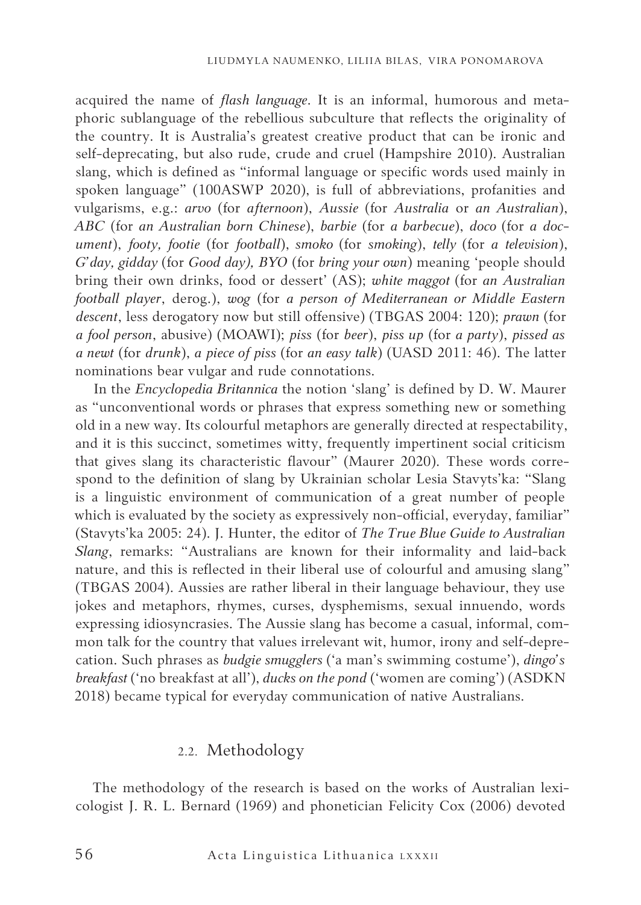acquired the name of *flash language*. It is an informal, humorous and metaphoric sublanguage of the rebellious subculture that reflects the originality of the country. It is Australia's greatest creative product that can be ironic and self-deprecating, but also rude, crude and cruel (Hampshire 2010). Australian slang, which is defined as "informal language or specific words used mainly in spoken language" (100ASWP 2020), is full of abbreviations, profanities and vulgarisms, e.g.: *arvo* (for *afternoon*), *Aussie* (for *Australia* or *an Australian*), *ABC* (for *an Australian born Chinese*), *barbie* (for *a barbecue*), *doco* (for *a document*), *footy, footie* (for *football*), *smoko* (for *smoking*), *telly* (for *a television*), *G'day, gidday* (for *Good day), BYO* (for *bring your own*) meaning 'people should bring their own drinks, food or dessert' (AS); *white maggot* (for *an Australian football player*, derog.), *wog* (for *a person of Mediterranean or Middle Eastern descent*, less derogatory now but still offensive) (TBGAS 2004: 120); *prawn* (for *a fool person*, abusive) (MOAWI); *piss* (for *beer*), *piss up* (for *a party*), *pissed as a newt* (for *drunk*), *a piece of piss* (for *an easy talk*) (UASD 2011: 46). The latter nominations bear vulgar and rude connotations.

In the *Encyclopedia Britannica* the notion 'slang' is defined by D. W. Maurer as "unconventional words or phrases that express something new or something old in a new way. Its colourful metaphors are generally directed at respectability, and it is this succinct, sometimes witty, frequently impertinent social criticism that gives slang its characteristic flavour" (Maurer 2020). These words correspond to the definition of slang by Ukrainian scholar Lesia Stavyts'ka: "Slang is a linguistic environment of communication of a great number of people which is evaluated by the society as expressively non-official, everyday, familiar" (Stavyts'ka 2005: 24). J. Hunter, the editor of *The True Blue Guide to Australian Slang*, remarks: "Australians are known for their informality and laid-back nature, and this is reflected in their liberal use of colourful and amusing slang" (TBGAS 2004). Aussies are rather liberal in their language behaviour, they use jokes and metaphors, rhymes, curses, dysphemisms, sexual innuendo, words expressing idiosyncrasies. The Aussie slang has become a casual, informal, common talk for the country that values irrelevant wit, humor, irony and self-deprecation. Such phrases as *budgie smugglers* ('a man's swimming costume'), *dingo's breakfast* ('no breakfast at all'), *ducks on the pond* ('women are coming') (ASDKN 2018) became typical for everyday communication of native Australians.

### 2.2. Methodology

The methodology of the research is based on the works of Australian lexicologist J. R. L. Bernard (1969) and phonetician Felicity Cox (2006) devoted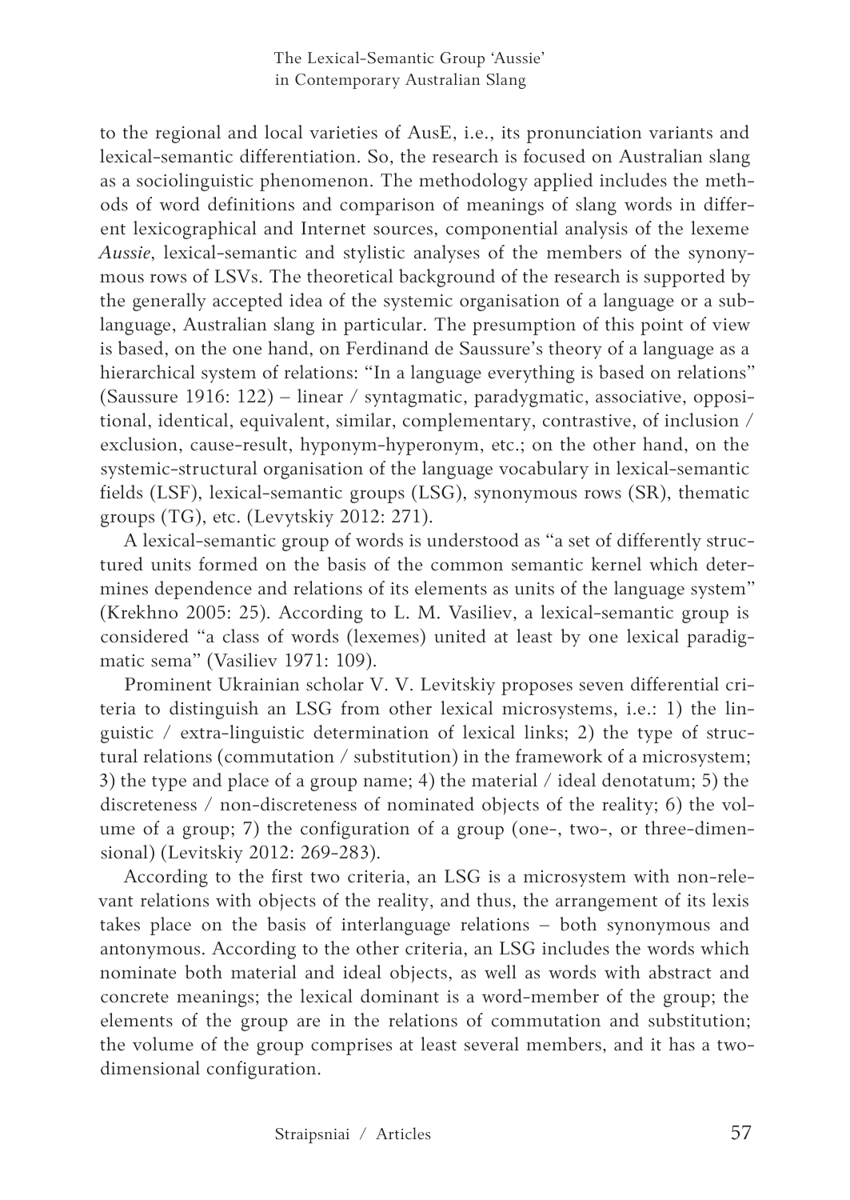to the regional and local varieties of AusE, i.e., its pronunciation variants and lexical-semantic differentiation. So, the research is focused on Australian slang as a sociolinguistic phenomenon. The methodology applied includes the methods of word definitions and comparison of meanings of slang words in different lexicographical and Internet sources, componential analysis of the lexeme *Aussie*, lexical-semantic and stylistic analyses of the members of the synonymous rows of LSVs. The theoretical background of the research is supported by the generally accepted idea of the systemic organisation of a language or a sublanguage, Australian slang in particular. The presumption of this point of view is based, on the one hand, on Ferdinand de Saussure's theory of a language as a hierarchical system of relations: "In a language everything is based on relations" (Saussure 1916: 122) – linear / syntagmatic, paradygmatic, associative, oppositional, identical, equivalent, similar, complementary, contrastive, of inclusion / exclusion, cause-result, hyponym-hyperonym, etc.; on the other hand, on the systemic-structural organisation of the language vocabulary in lexical-semantic fields (LSF), lexical-semantic groups (LSG), synonymous rows (SR), thematic groups (TG), etc. (Levytskiy 2012: 271).

A lexical-semantic group of words is understood as "a set of differently structured units formed on the basis of the common semantic kernel which determines dependence and relations of its elements as units of the language system" (Krekhno 2005: 25). According to L. M. Vasiliev, a lexical-semantic group is considered "a class of words (lexemes) united at least by one lexical paradigmatic sema" (Vasiliev 1971: 109).

Prominent Ukrainian scholar V. V. Levitskiy proposes seven differential criteria to distinguish an LSG from other lexical microsystems, i.e.: 1) the linguistic / extra-linguistic determination of lexical links; 2) the type of structural relations (commutation / substitution) in the framework of a microsystem; 3) the type and place of a group name; 4) the material / ideal denotatum; 5) the discreteness / non-discreteness of nominated objects of the reality; 6) the volume of a group; 7) the configuration of a group (one-, two-, or three-dimensional) (Levitskiy 2012: 269-283).

According to the first two criteria, an LSG is a microsystem with non-relevant relations with objects of the reality, and thus, the arrangement of its lexis takes place on the basis of interlanguage relations – both synonymous and antonymous. According to the other criteria, an LSG includes the words which nominate both material and ideal objects, as well as words with abstract and concrete meanings; the lexical dominant is a word-member of the group; the elements of the group are in the relations of commutation and substitution; the volume of the group comprises at least several members, and it has a two-dimensional configuration.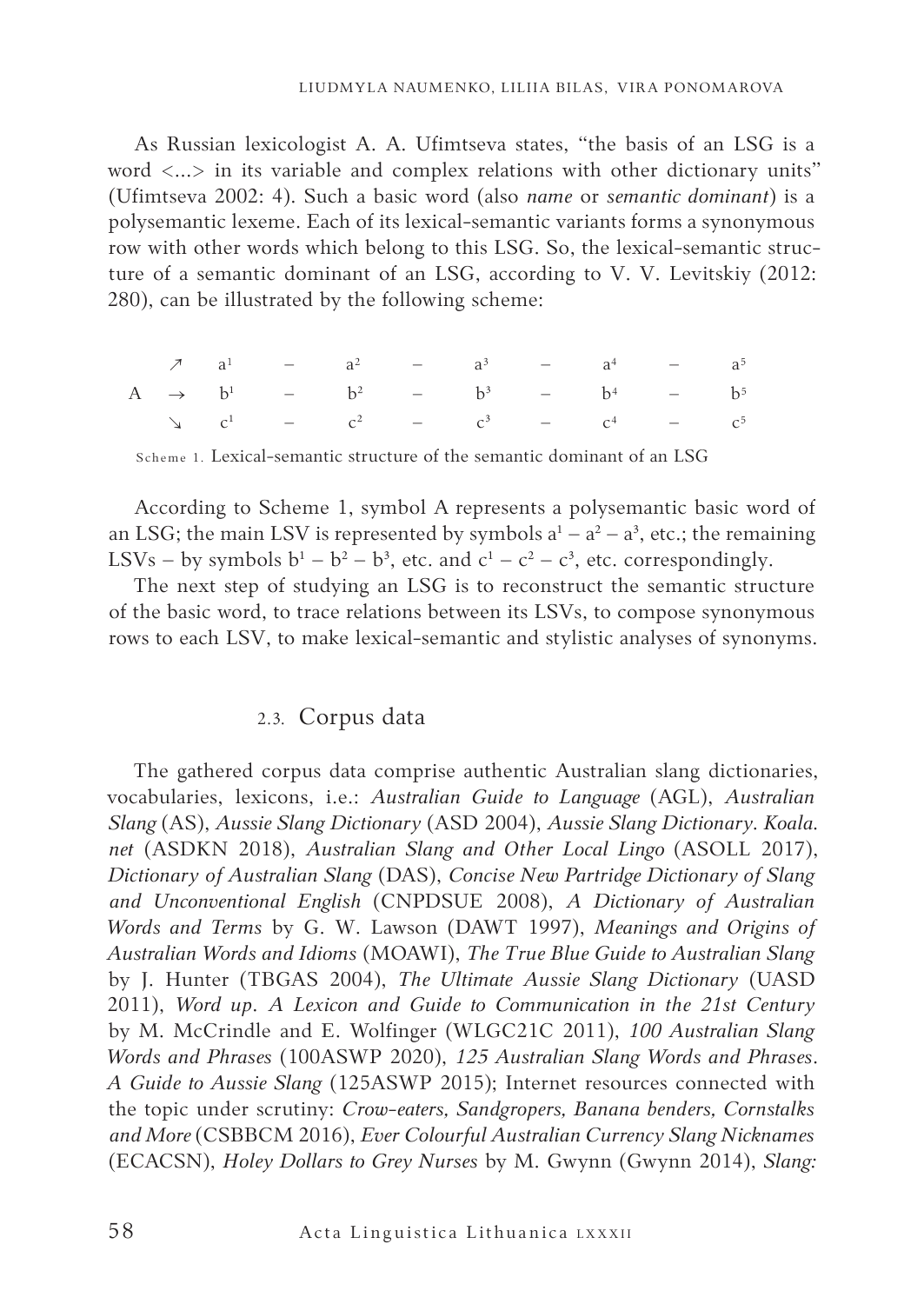As Russian lexicologist A. A. Ufimtseva states, "the basis of an LSG is a word <...> in its variable and complex relations with other dictionary units" (Ufimtseva 2002: 4). Such a basic word (also *name* or *semantic dominant*) is a polysemantic lexeme. Each of its lexical-semantic variants forms a synonymous row with other words which belong to this LSG. So, the lexical-semantic structure of a semantic dominant of an LSG, according to V. V. Levitskiy (2012: 280), can be illustrated by the following scheme:

$$
\begin{array}{cccccccccccc}
 & \nearrow & a^1 & - & a^2 & - & a^3 & - & a^4 & - & a^5 \\
A & \rightarrow & b^1 & - & b^2 & - & b^3 & - & b^4 & - & b^5 \\
 & \searrow & c^1 & - & c^2 & - & c^3 & - & c^4 & - & c^5
\end{array}
$$

Scheme 1. Lexical-semantic structure of the semantic dominant of an LSG

According to Scheme 1, symbol A represents a polysemantic basic word of an LSG; the main LSV is represented by symbols $a^1 - a^2 - a^3$, etc.; the remaining LSVs – by symbols $b^1 - b^2 - b^3$, etc. and $c^1 - c^2 - c^3$, etc. correspondingly.

The next step of studying an LSG is to reconstruct the semantic structure of the basic word, to trace relations between its LSVs, to compose synonymous rows to each LSV, to make lexical-semantic and stylistic analyses of synonyms.

### 2.3. Corpus data

The gathered corpus data comprise authentic Australian slang dictionaries, vocabularies, lexicons, i.e.: *Australian Guide to Language* (AGL), *Australian Slang* (AS), *Aussie Slang Dictionary* (ASD 2004), *Aussie Slang Dictionary. Koala.net* (ASDKN 2018), *Australian Slang and Other Local Lingo* (ASOLL 2017), *Dictionary of Australian Slang* (DAS), *Concise New Partridge Dictionary of Slang and Unconventional English* (CNPDSUE 2008), *A Dictionary of Australian Words and Terms* by G. W. Lawson (DAWT 1997), *Meanings and Origins of Australian Words and Idioms* (MOAWI), *The True Blue Guide to Australian Slang* by J. Hunter (TBGAS 2004), *The Ultimate Aussie Slang Dictionary* (UASD 2011), *Word up. A Lexicon and Guide to Communication in the 21st Century* by M. McCrindle and E. Wolfinger (WLGC21C 2011), *100 Australian Slang Words and Phrases* (100ASWP 2020), *125 Australian Slang Words and Phrases. A Guide to Aussie Slang* (125ASWP 2015); Internet resources connected with the topic under scrutiny: *Crow-eaters, Sandgropers, Banana benders, Cornstalks and More* (CSBBCM 2016), *Ever Colourful Australian Currency Slang Nicknames* (ECACSN), *Holey Dollars to Grey Nurses* by M. Gwynn (Gwynn 2014), *Slang:*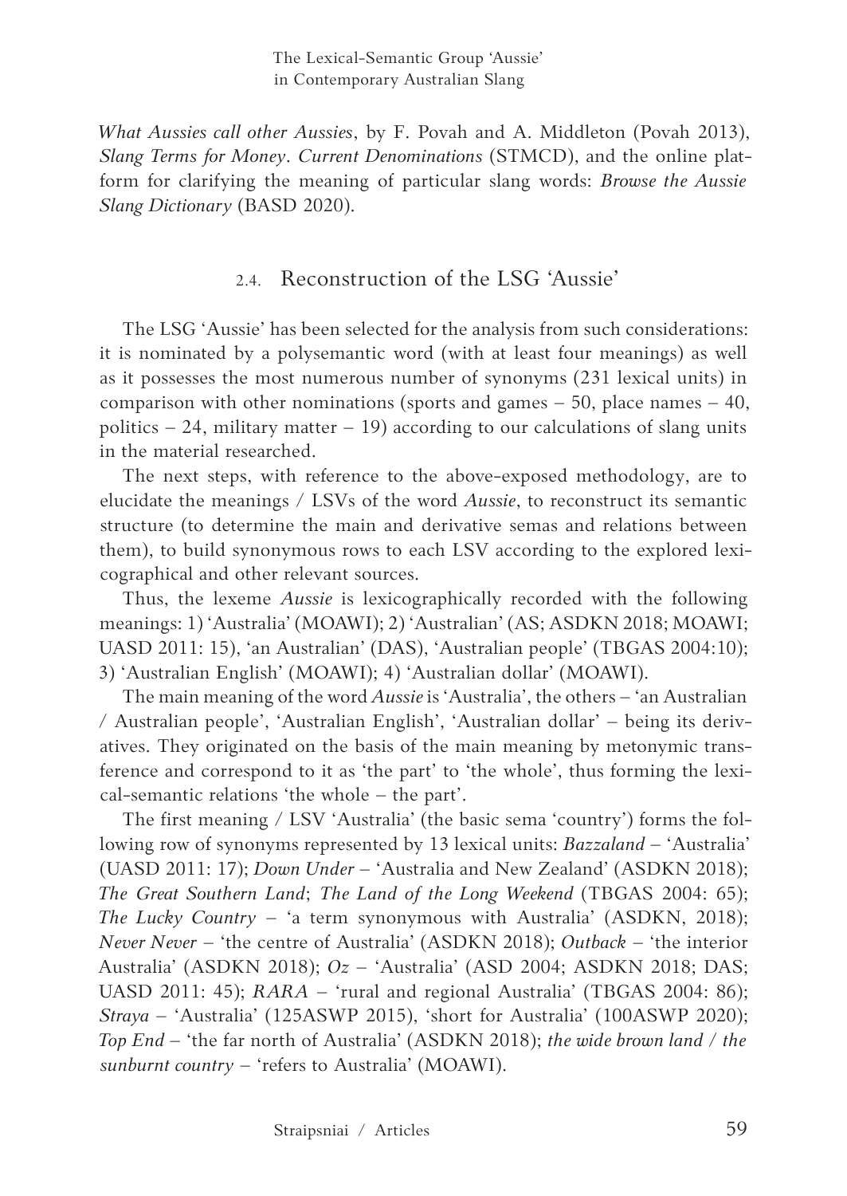*What Aussies call other Aussies*, by F. Povah and A. Middleton (Povah 2013), *Slang Terms for Money. Current Denominations* (STMCD), and the online platform for clarifying the meaning of particular slang words: *Browse the Aussie Slang Dictionary* (BASD 2020).

## 2.4. Reconstruction of the LSG 'Aussie'

The LSG 'Aussie' has been selected for the analysis from such considerations: it is nominated by a polysemantic word (with at least four meanings) as well as it possesses the most numerous number of synonyms (231 lexical units) in comparison with other nominations (sports and games – 50, place names – 40, politics – 24, military matter – 19) according to our calculations of slang units in the material researched.

The next steps, with reference to the above-exposed methodology, are to elucidate the meanings / LSVs of the word *Aussie*, to reconstruct its semantic structure (to determine the main and derivative semas and relations between them), to build synonymous rows to each LSV according to the explored lexicographical and other relevant sources.

Thus, the lexeme *Aussie* is lexicographically recorded with the following meanings: 1) 'Australia' (MOAWI); 2) 'Australian' (AS; ASDKN 2018; MOAWI; UASD 2011: 15), 'an Australian' (DAS), 'Australian people' (TBGAS 2004:10); 3) 'Australian English' (MOAWI); 4) 'Australian dollar' (MOAWI).

The main meaning of the word *Aussie* is 'Australia', the others – 'an Australian / Australian people', 'Australian English', 'Australian dollar' – being its derivatives. They originated on the basis of the main meaning by metonymic transference and correspond to it as 'the part' to 'the whole', thus forming the lexical-semantic relations 'the whole – the part'.

The first meaning / LSV 'Australia' (the basic sema 'country') forms the following row of synonyms represented by 13 lexical units: *Bazzaland* – 'Australia' (UASD 2011: 17); *Down Under* – 'Australia and New Zealand' (ASDKN 2018); *The Great Southern Land*; *The Land of the Long Weekend* (TBGAS 2004: 65); *The Lucky Country* – 'a term synonymous with Australia' (ASDKN, 2018); *Never Never* – 'the centre of Australia' (ASDKN 2018); *Outback* – 'the interior Australia' (ASDKN 2018); *Oz* – 'Australia' (ASD 2004; ASDKN 2018; DAS; UASD 2011: 45); *RARA* – 'rural and regional Australia' (TBGAS 2004: 86); *Straya* – 'Australia' (125ASWP 2015), 'short for Australia' (100ASWP 2020); *Top End* – 'the far north of Australia' (ASDKN 2018); *the wide brown land / the sunburnt country* – 'refers to Australia' (MOAWI).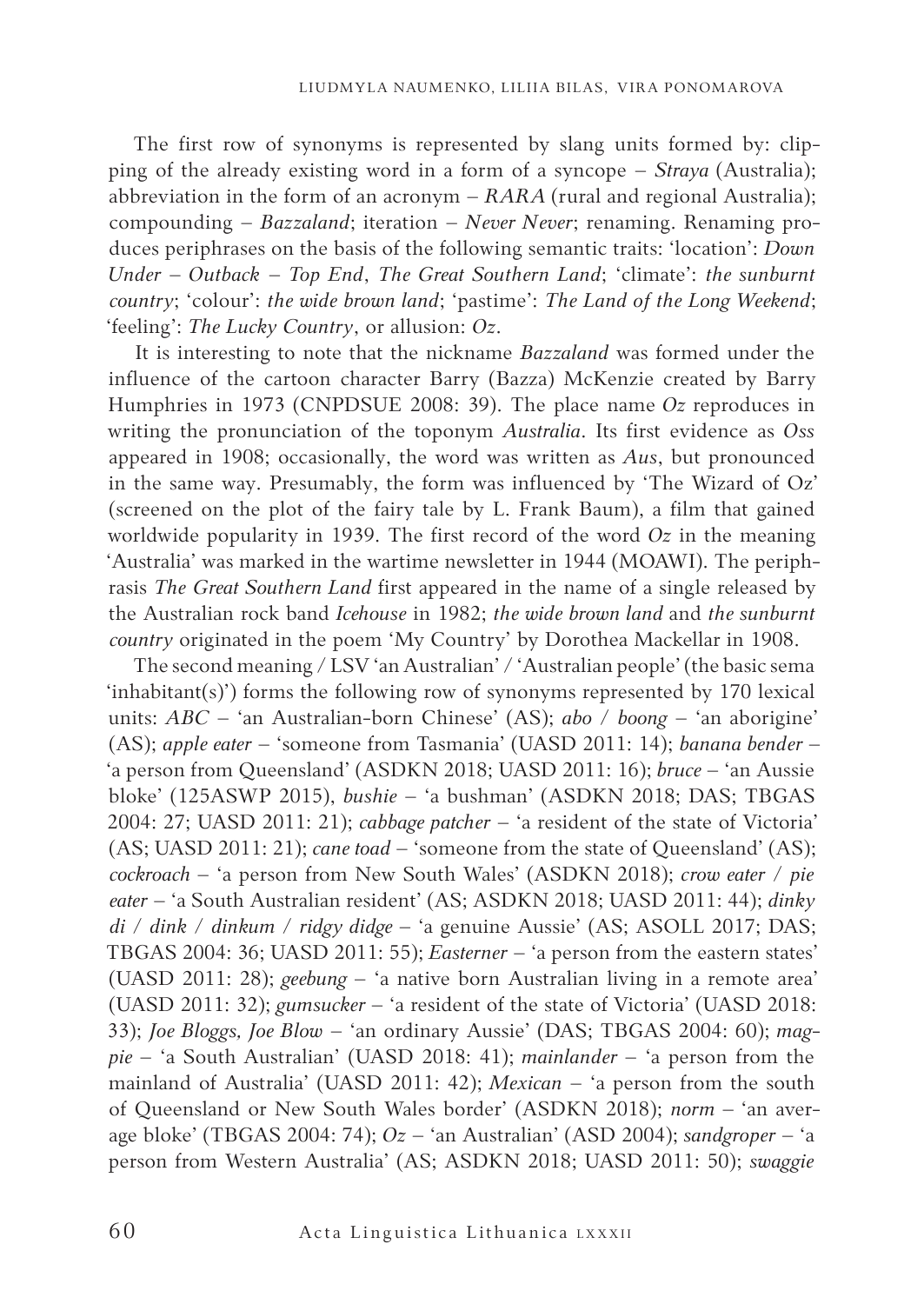The first row of synonyms is represented by slang units formed by: clipping of the already existing word in a form of a syncope – *Straya* (Australia); abbreviation in the form of an acronym – *RARA* (rural and regional Australia); compounding – *Bazzaland*; iteration – *Never Never*; renaming. Renaming produces periphrases on the basis of the following semantic traits: 'location': *Down Under – Outback – Top End*, *The Great Southern Land*; 'climate': *the sunburnt country*; 'colour': *the wide brown land*; 'pastime': *The Land of the Long Weekend*; 'feeling': *The Lucky Country*, or allusion: *Oz*.

It is interesting to note that the nickname *Bazzaland* was formed under the influence of the cartoon character Barry (Bazza) McKenzie created by Barry Humphries in 1973 (CNPDSUE 2008: 39). The place name *Oz* reproduces in writing the pronunciation of the toponym *Australia*. Its first evidence as *Oss* appeared in 1908; occasionally, the word was written as *Aus*, but pronounced in the same way. Presumably, the form was influenced by 'The Wizard of Oz' (screened on the plot of the fairy tale by L. Frank Baum), a film that gained worldwide popularity in 1939. The first record of the word *Oz* in the meaning 'Australia' was marked in the wartime newsletter in 1944 (MOAWI). The periphrasis *The Great Southern Land* first appeared in the name of a single released by the Australian rock band *Icehouse* in 1982; *the wide brown land* and *the sunburnt country* originated in the poem 'My Country' by Dorothea Mackellar in 1908.

The second meaning / LSV 'an Australian' / 'Australian people' (the basic sema 'inhabitant(s)') forms the following row of synonyms represented by 170 lexical units: *ABC* – 'an Australian-born Chinese' (AS); *abo* / *boong* – 'an aborigine' (AS); *apple eater* – 'someone from Tasmania' (UASD 2011: 14); *banana bender* – 'a person from Queensland' (ASDKN 2018; UASD 2011: 16); *bruce* – 'an Aussie bloke' (125ASWP 2015), *bushie* – 'a bushman' (ASDKN 2018; DAS; TBGAS 2004: 27; UASD 2011: 21); *cabbage patcher* – 'a resident of the state of Victoria' (AS; UASD 2011: 21); *cane toad* – 'someone from the state of Queensland' (AS); *cockroach* – 'a person from New South Wales' (ASDKN 2018); *crow eater* / *pie eater* – 'a South Australian resident' (AS; ASDKN 2018; UASD 2011: 44); *dinky di* / *dink* / *dinkum* / *ridgy didge* – 'a genuine Aussie' (AS; ASOLL 2017; DAS; TBGAS 2004: 36; UASD 2011: 55); *Easterner* – 'a person from the eastern states' (UASD 2011: 28); *geebung* – 'a native born Australian living in a remote area' (UASD 2011: 32); *gumsucker* – 'a resident of the state of Victoria' (UASD 2018: 33); *Joe Bloggs, Joe Blow* – 'an ordinary Aussie' (DAS; TBGAS 2004: 60); *magpie* – 'a South Australian' (UASD 2018: 41); *mainlander* – 'a person from the mainland of Australia' (UASD 2011: 42); *Mexican* – 'a person from the south of Queensland or New South Wales border' (ASDKN 2018); *norm* – 'an average bloke' (TBGAS 2004: 74); *Oz* – 'an Australian' (ASD 2004); *sandgroper* – 'a person from Western Australia' (AS; ASDKN 2018; UASD 2011: 50); *swaggie*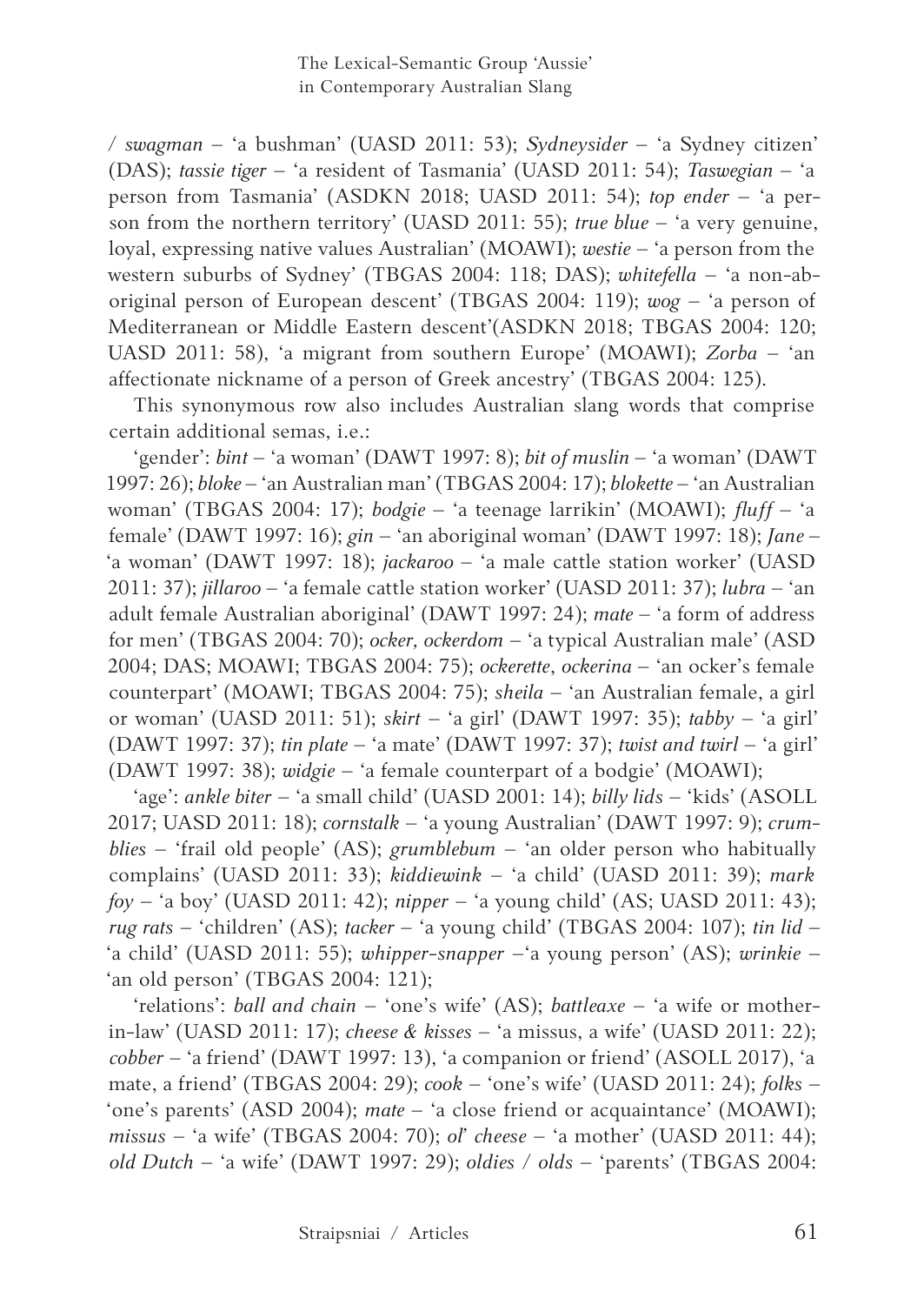/ *swagman* – 'a bushman' (UASD 2011: 53); *Sydneysider* – 'a Sydney citizen' (DAS); *tassie tiger* – 'a resident of Tasmania' (UASD 2011: 54); *Taswegian* – 'a person from Tasmania' (ASDKN 2018; UASD 2011: 54); *top ender* – 'a person from the northern territory' (UASD 2011: 55); *true blue* – 'a very genuine, loyal, expressing native values Australian' (MOAWI); *westie* – 'a person from the western suburbs of Sydney' (TBGAS 2004: 118; DAS); *whitefella* – 'a non-aboriginal person of European descent' (TBGAS 2004: 119); *wog* – 'a person of Mediterranean or Middle Eastern descent'(ASDKN 2018; TBGAS 2004: 120; UASD 2011: 58), 'a migrant from southern Europe' (MOAWI); *Zorba* – 'an affectionate nickname of a person of Greek ancestry' (TBGAS 2004: 125).

This synonymous row also includes Australian slang words that comprise certain additional semas, i.e.:

'gender': *bint* – 'a woman' (DAWT 1997: 8); *bit of muslin* – 'a woman' (DAWT 1997: 26); *bloke* – 'an Australian man' (TBGAS 2004: 17); *blokette* – 'an Australian woman' (TBGAS 2004: 17); *bodgie* – 'a teenage larrikin' (MOAWI); *fluff* – 'a female' (DAWT 1997: 16); *gin* – 'an aboriginal woman' (DAWT 1997: 18); *Jane* – 'a woman' (DAWT 1997: 18); *jackaroo* – 'a male cattle station worker' (UASD 2011: 37); *jillaroo* – 'a female cattle station worker' (UASD 2011: 37); *lubra* – 'an adult female Australian aboriginal' (DAWT 1997: 24); *mate* – 'a form of address for men' (TBGAS 2004: 70); *ocker, ockerdom* – 'a typical Australian male' (ASD 2004; DAS; MOAWI; TBGAS 2004: 75); *ockerette*, *ockerina* – 'an ocker's female counterpart' (MOAWI; TBGAS 2004: 75); *sheila* – 'an Australian female, a girl or woman' (UASD 2011: 51); *skirt* – 'a girl' (DAWT 1997: 35); *tabby* – 'a girl' (DAWT 1997: 37); *tin plate* – 'a mate' (DAWT 1997: 37); *twist and twirl* – 'a girl' (DAWT 1997: 38); *widgie* – 'a female counterpart of a bodgie' (MOAWI);

'age': *ankle biter* – 'a small child' (UASD 2001: 14); *billy lids* – 'kids' (ASOLL 2017; UASD 2011: 18); *cornstalk* – 'a young Australian' (DAWT 1997: 9); *crumblies* – 'frail old people' (AS); *grumblebum* – 'an older person who habitually complains' (UASD 2011: 33); *kiddiewink* – 'a child' (UASD 2011: 39); *mark foy* – 'a boy' (UASD 2011: 42); *nipper* – 'a young child' (AS; UASD 2011: 43); *rug rats* – 'children' (AS); *tacker* – 'a young child' (TBGAS 2004: 107); *tin lid* – 'a child' (UASD 2011: 55); *whipper-snapper* –'a young person' (AS); *wrinkie* – 'an old person' (TBGAS 2004: 121);

'relations': *ball and chain* – 'one's wife' (AS); *battleaxe* – 'a wife or mother-in-law' (UASD 2011: 17); *cheese & kisses* – 'a missus, a wife' (UASD 2011: 22); *cobber* – 'a friend' (DAWT 1997: 13), 'a companion or friend' (ASOLL 2017), 'a mate, a friend' (TBGAS 2004: 29); *cook* – 'one's wife' (UASD 2011: 24); *folks* – 'one's parents' (ASD 2004); *mate* – 'a close friend or acquaintance' (MOAWI); *missus* – 'a wife' (TBGAS 2004: 70); *ol' cheese* – 'a mother' (UASD 2011: 44); *old Dutch* – 'a wife' (DAWT 1997: 29); *oldies / olds* – 'parents' (TBGAS 2004: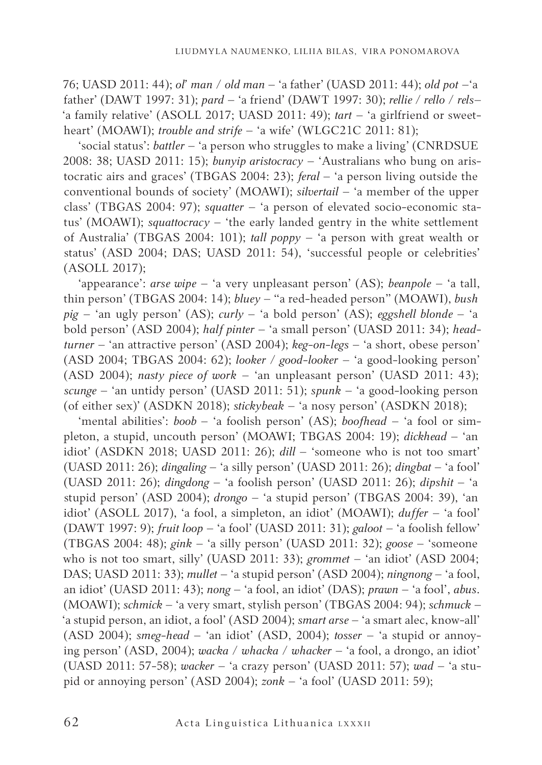76; UASD 2011: 44); *ol' man / old man* – 'a father' (UASD 2011: 44); *old pot* –'a father' (DAWT 1997: 31); *pard* – 'a friend' (DAWT 1997: 30); *rellie / rello / rels*– 'a family relative' (ASOLL 2017; UASD 2011: 49); *tart* – 'a girlfriend or sweetheart' (MOAWI); *trouble and strife* – 'a wife' (WLGC21C 2011: 81);

'social status': *battler* – 'a person who struggles to make a living' (CNRDSUE 2008: 38; UASD 2011: 15); *bunyip aristocracy* – 'Australians who bung on aristocratic airs and graces' (TBGAS 2004: 23); *feral* – 'a person living outside the conventional bounds of society' (MOAWI); *silvertail* – 'a member of the upper class' (TBGAS 2004: 97); *squatter* – 'a person of elevated socio-economic status' (MOAWI); *squattocracy* – 'the early landed gentry in the white settlement of Australia' (TBGAS 2004: 101); *tall poppy* – 'a person with great wealth or status' (ASD 2004; DAS; UASD 2011: 54), 'successful people or celebrities' (ASOLL 2017);

'appearance': *arse wipe* – 'a very unpleasant person' (AS); *beanpole* – 'a tall, thin person' (TBGAS 2004: 14); *bluey* – "a red-headed person" (MOAWI), *bush pig* – 'an ugly person' (AS); *curly* – 'a bold person' (AS); *eggshell blonde* – 'a bold person' (ASD 2004); *half pinter* – 'a small person' (UASD 2011: 34); *head-turner* – 'an attractive person' (ASD 2004); *keg-on-legs* – 'a short, obese person' (ASD 2004; TBGAS 2004: 62); *looker / good-looker* – 'a good-looking person' (ASD 2004); *nasty piece of work* – 'an unpleasant person' (UASD 2011: 43); *scunge* – 'an untidy person' (UASD 2011: 51); *spunk* – 'a good-looking person (of either sex)' (ASDKN 2018); *stickybeak* – 'a nosy person' (ASDKN 2018);

'mental abilities': *boob* – 'a foolish person' (AS); *boofhead* – 'a fool or simpleton, a stupid, uncouth person' (MOAWI; TBGAS 2004: 19); *dickhead* – 'an idiot' (ASDKN 2018; UASD 2011: 26); *dill* – 'someone who is not too smart' (UASD 2011: 26); *dingaling* – 'a silly person' (UASD 2011: 26); *dingbat* – 'a fool' (UASD 2011: 26); *dingdong* – 'a foolish person' (UASD 2011: 26); *dipshit* – 'a stupid person' (ASD 2004); *drongo* – 'a stupid person' (TBGAS 2004: 39), 'an idiot' (ASOLL 2017), 'a fool, a simpleton, an idiot' (MOAWI); *duffer* – 'a fool' (DAWT 1997: 9); *fruit loop* – 'a fool' (UASD 2011: 31); *galoot* – 'a foolish fellow' (TBGAS 2004: 48); *gink* – 'a silly person' (UASD 2011: 32); *goose* – 'someone who is not too smart, silly' (UASD 2011: 33); *grommet* – 'an idiot' (ASD 2004; DAS; UASD 2011: 33); *mullet* – 'a stupid person' (ASD 2004); *ningnong* – 'a fool, an idiot' (UASD 2011: 43); *nong* – 'a fool, an idiot' (DAS); *prawn* – 'a fool', *abus*. (MOAWI); *schmick* – 'a very smart, stylish person' (TBGAS 2004: 94); *schmuck* – 'a stupid person, an idiot, a fool' (ASD 2004); *smart arse* – 'a smart alec, know-all' (ASD 2004); *smeg-head* – 'an idiot' (ASD, 2004); *tosser* – 'a stupid or annoying person' (ASD, 2004); *wacka / whacka / whacker* – 'a fool, a drongo, an idiot' (UASD 2011: 57-58); *wacker* – 'a crazy person' (UASD 2011: 57); *wad* – 'a stupid or annoying person' (ASD 2004); *zonk* – 'a fool' (UASD 2011: 59);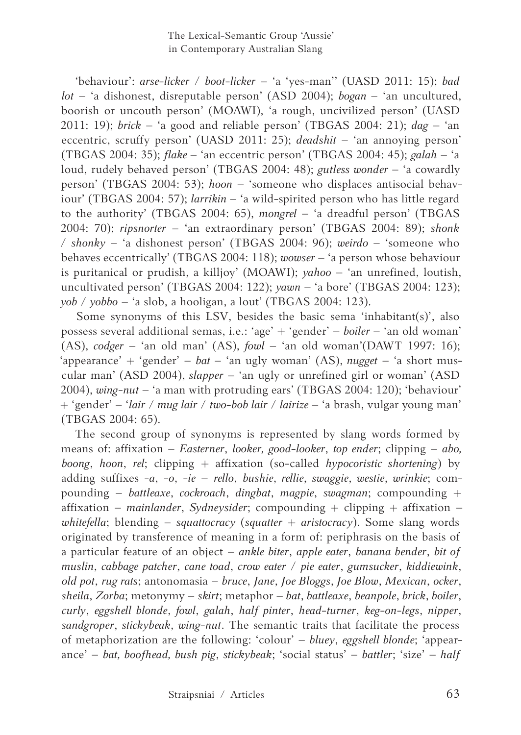'behaviour': *arse-licker / boot-licker* – 'a 'yes-man'' (UASD 2011: 15); *bad lot* – 'a dishonest, disreputable person' (ASD 2004); *bogan* – 'an uncultured, boorish or uncouth person' (MOAWI), 'a rough, uncivilized person' (UASD 2011: 19); *brick* – 'a good and reliable person' (TBGAS 2004: 21); *dag* – 'an eccentric, scruffy person' (UASD 2011: 25); *deadshit* – 'an annoying person' (TBGAS 2004: 35); *flake* – 'an eccentric person' (TBGAS 2004: 45); *galah* – 'a loud, rudely behaved person' (TBGAS 2004: 48); *gutless wonder* – 'a cowardly person' (TBGAS 2004: 53); *hoon* – 'someone who displaces antisocial behaviour' (TBGAS 2004: 57); *larrikin* – 'a wild-spirited person who has little regard to the authority' (TBGAS 2004: 65), *mongrel* – 'a dreadful person' (TBGAS 2004: 70); *ripsnorter* – 'an extraordinary person' (TBGAS 2004: 89); *shonk / shonky* – 'a dishonest person' (TBGAS 2004: 96); *weirdo* – 'someone who behaves eccentrically' (TBGAS 2004: 118); *wowser* – 'a person whose behaviour is puritanical or prudish, a killjoy' (MOAWI); *yahoo* – 'an unrefined, loutish, uncultivated person' (TBGAS 2004: 122); *yawn* – 'a bore' (TBGAS 2004: 123); *yob / yobbo* – 'a slob, a hooligan, a lout' (TBGAS 2004: 123).

Some synonyms of this LSV, besides the basic sema 'inhabitant(s)', also possess several additional semas, i.e.: 'age' + 'gender' – *boiler* – 'an old woman' (AS), *codger* – 'an old man' (AS), *fowl* – 'an old woman'(DAWT 1997: 16); 'appearance' + 'gender' – *bat* – 'an ugly woman' (AS), *nugget* – 'a short muscular man' (ASD 2004), *slapper* – 'an ugly or unrefined girl or woman' (ASD 2004), *wing-nut* – 'a man with protruding ears' (TBGAS 2004: 120); 'behaviour' + 'gender' – '*lair / mug lair / two-bob lair / lairize* – 'a brash, vulgar young man' (TBGAS 2004: 65).

The second group of synonyms is represented by slang words formed by means of: affixation – *Easterner*, *looker, good-looker*, *top ender*; clipping – *abo, boong*, *hoon*, *rel*; clipping + affixation (so-called *hypocoristic shortening*) by adding suffixes *-a*, *-o*, *-ie* – *rello*, *bushie*, *rellie*, *swaggie*, *westie*, *wrinkie*; compounding – *battleaxe*, *cockroach*, *dingbat*, *magpie*, *swagman*; compounding + affixation – *mainlander*, *Sydneysider*; compounding + clipping + affixation – *whitefella*; blending – *squattocracy* (*squatter* + *aristocracy*). Some slang words originated by transference of meaning in a form of: periphrasis on the basis of a particular feature of an object – *ankle biter*, *apple eater*, *banana bender*, *bit of muslin*, *cabbage patcher*, *cane toad*, *crow eater / pie eater*, *gumsucker*, *kiddiewink*, *old pot*, *rug rats*; antonomasia – *bruce*, *Jane*, *Joe Bloggs*, *Joe Blow*, *Mexican*, *ocker*, *sheila*, *Zorba*; metonymy – *skirt*; metaphor – *bat*, *battleaxe*, *beanpole*, *brick*, *boiler*, *curly*, *eggshell blonde*, *fowl*, *galah*, *half pinter*, *head-turner*, *keg-on-legs*, *nipper*, *sandgroper*, *stickybeak*, *wing-nut*. The semantic traits that facilitate the process of metaphorization are the following: 'colour' – *bluey*, *eggshell blonde*; 'appearance' – *bat, boofhead, bush pig*, *stickybeak*; 'social status' – *battler*; 'size' – *half*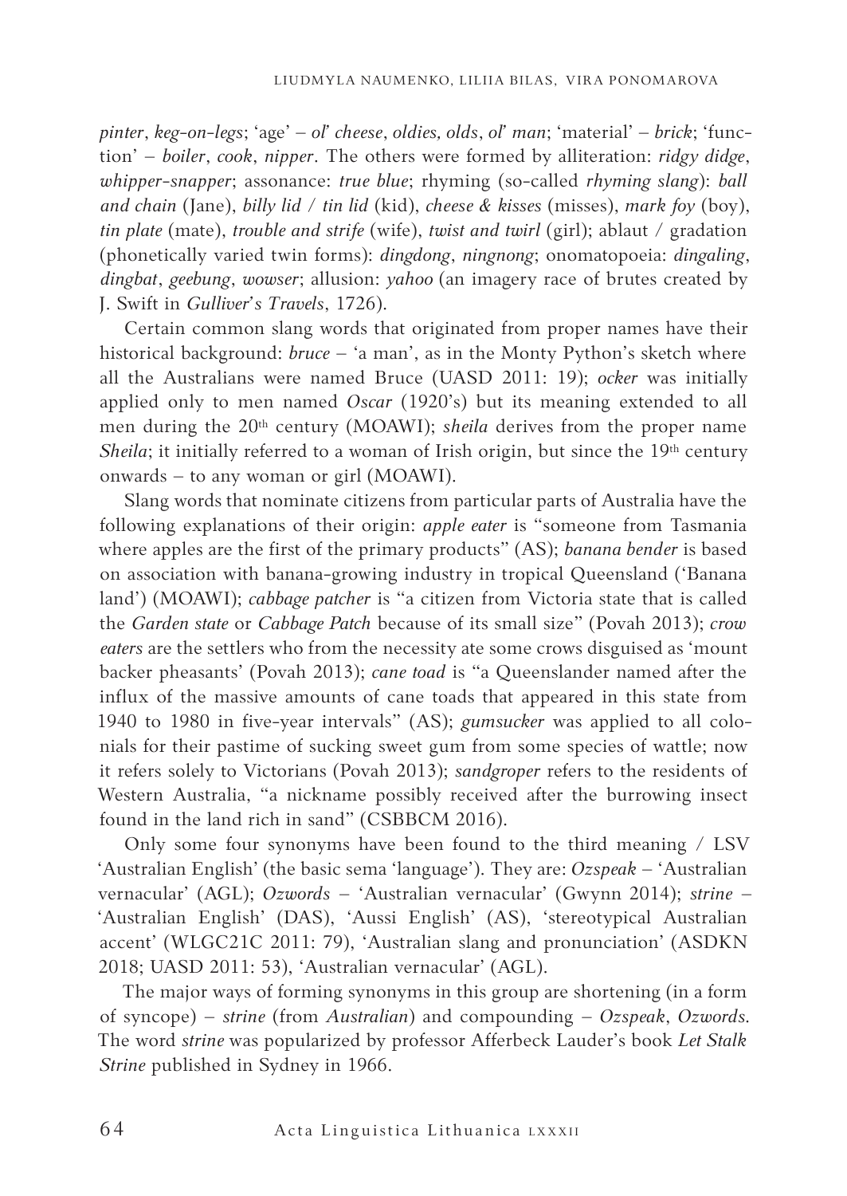*pinter*, *keg-on-legs*; 'age' – *ol' cheese*, *oldies, olds*, *ol' man*; 'material' – *brick*; 'function' – *boiler*, *cook*, *nipper*. The others were formed by alliteration: *ridgy didge*, *whipper-snapper*; assonance: *true blue*; rhyming (so-called *rhyming slang*): *ball and chain* (Jane), *billy lid* / *tin lid* (kid), *cheese & kisses* (misses), *mark foy* (boy), *tin plate* (mate), *trouble and strife* (wife), *twist and twirl* (girl); ablaut / gradation (phonetically varied twin forms): *dingdong*, *ningnong*; onomatopoeia: *dingaling*, *dingbat*, *geebung*, *wowser*; allusion: *yahoo* (an imagery race of brutes created by J. Swift in *Gulliver's Travels*, 1726).

Certain common slang words that originated from proper names have their historical background: *bruce* – 'a man', as in the Monty Python's sketch where all the Australians were named Bruce (UASD 2011: 19); *ocker* was initially applied only to men named *Oscar* (1920's) but its meaning extended to all men during the 20th century (MOAWI); *sheila* derives from the proper name *Sheila*; it initially referred to a woman of Irish origin, but since the 19th century onwards – to any woman or girl (MOAWI).

Slang words that nominate citizens from particular parts of Australia have the following explanations of their origin: *apple eater* is "someone from Tasmania where apples are the first of the primary products" (AS); *banana bender* is based on association with banana-growing industry in tropical Queensland ('Banana land') (MOAWI); *cabbage patcher* is "a citizen from Victoria state that is called the *Garden state* or *Cabbage Patch* because of its small size" (Povah 2013); *crow eaters* are the settlers who from the necessity ate some crows disguised as 'mount backer pheasants' (Povah 2013); *cane toad* is "a Queenslander named after the influx of the massive amounts of cane toads that appeared in this state from 1940 to 1980 in five-year intervals" (AS); *gumsucker* was applied to all colonials for their pastime of sucking sweet gum from some species of wattle; now it refers solely to Victorians (Povah 2013); *sandgroper* refers to the residents of Western Australia, "a nickname possibly received after the burrowing insect found in the land rich in sand" (CSBBCM 2016).

Only some four synonyms have been found to the third meaning / LSV 'Australian English' (the basic sema 'language'). They are: *Ozspeak* – 'Australian vernacular' (AGL); *Ozwords* – 'Australian vernacular' (Gwynn 2014); *strine* – 'Australian English' (DAS), 'Aussi English' (AS), 'stereotypical Australian accent' (WLGC21C 2011: 79), 'Australian slang and pronunciation' (ASDKN 2018; UASD 2011: 53), 'Australian vernacular' (AGL).

The major ways of forming synonyms in this group are shortening (in a form of syncope) – *strine* (from *Australian*) and compounding – *Ozspeak*, *Ozwords*. The word *strine* was popularized by professor Afferbeck Lauder's book *Let Stalk Strine* published in Sydney in 1966.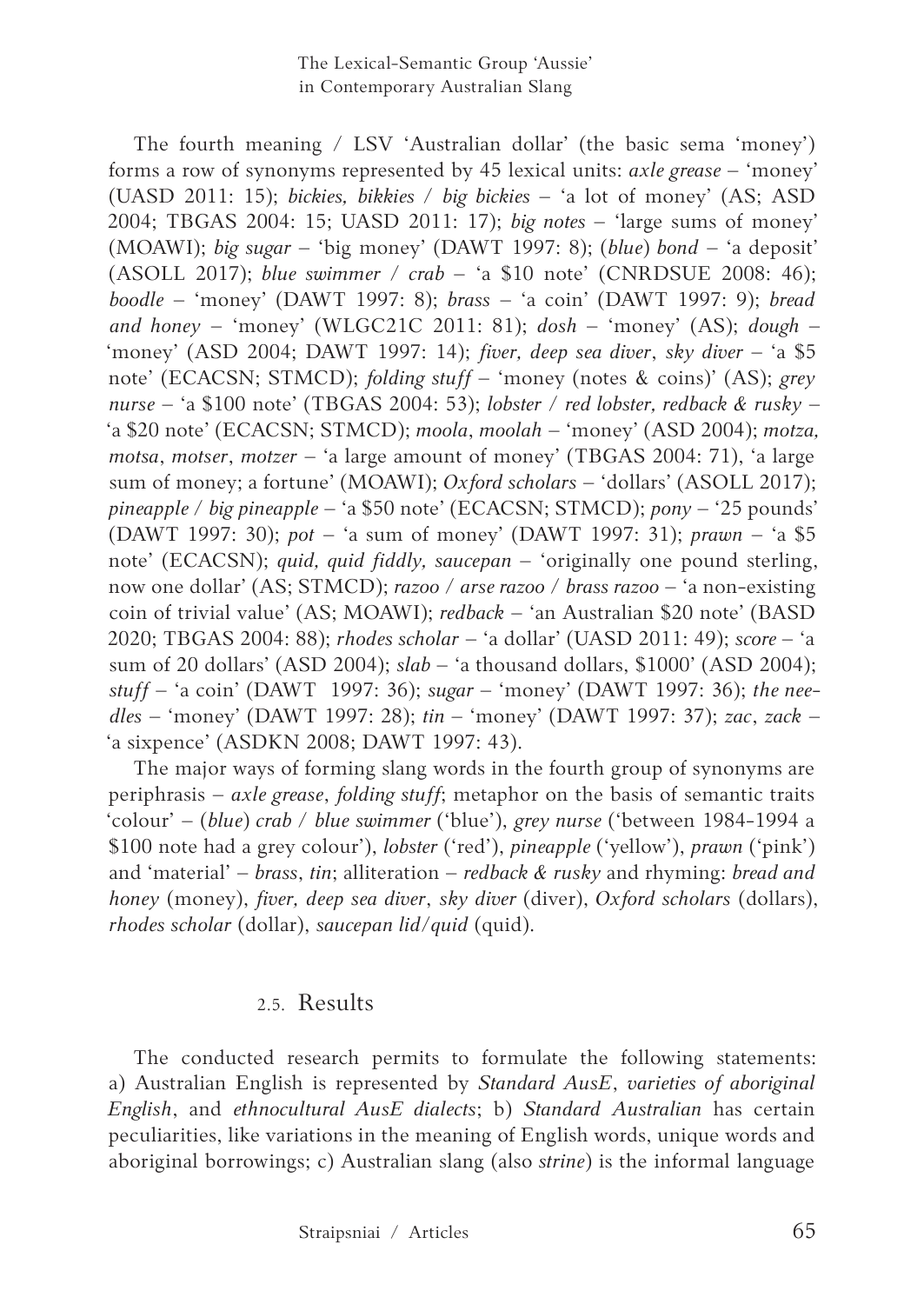The fourth meaning / LSV 'Australian dollar' (the basic sema 'money') forms a row of synonyms represented by 45 lexical units: *axle grease* – 'money' (UASD 2011: 15); *bickies, bikkies / big bickies* – 'a lot of money' (AS; ASD 2004; TBGAS 2004: 15; UASD 2011: 17); *big notes* – 'large sums of money' (MOAWI); *big sugar* – 'big money' (DAWT 1997: 8); (*blue*) *bond* – 'a deposit' (ASOLL 2017); *blue swimmer / crab* – 'a $10 note' (CNRDSUE 2008: 46); *boodle* – 'money' (DAWT 1997: 8); *brass* – 'a coin' (DAWT 1997: 9); *bread and honey* – 'money' (WLGC21C 2011: 81); *dosh* – 'money' (AS); *dough* – 'money' (ASD 2004; DAWT 1997: 14); *fiver, deep sea diver*, *sky diver* – 'a $5 note' (ECACSN; STMCD); *folding stuff* – 'money (notes & coins)' (AS); *grey nurse* – 'a $100 note' (TBGAS 2004: 53); *lobster / red lobster, redback & rusky* – 'a $20 note' (ECACSN; STMCD); *moola*, *moolah* – 'money' (ASD 2004); *motza, motsa*, *motser*, *motzer* – 'a large amount of money' (TBGAS 2004: 71), 'a large sum of money; a fortune' (MOAWI); *Oxford scholars* – 'dollars' (ASOLL 2017); *pineapple / big pineapple* – 'a $50 note' (ECACSN; STMCD); *pony* – '25 pounds' (DAWT 1997: 30); *pot* – 'a sum of money' (DAWT 1997: 31); *prawn* – 'a $5 note' (ECACSN); *quid, quid fiddly, saucepan* – 'originally one pound sterling, now one dollar' (AS; STMCD); *razoo / arse razoo / brass razoo* – 'a non-existing coin of trivial value' (AS; MOAWI); *redback* – 'an Australian $20 note' (BASD 2020; TBGAS 2004: 88); *rhodes scholar* – 'a dollar' (UASD 2011: 49); *score* – 'a sum of 20 dollars' (ASD 2004); *slab* – 'a thousand dollars, $1000' (ASD 2004); *stuff* – 'a coin' (DAWT 1997: 36); *sugar* – 'money' (DAWT 1997: 36); *the needles* – 'money' (DAWT 1997: 28); *tin* – 'money' (DAWT 1997: 37); *zac*, *zack* – 'a sixpence' (ASDKN 2008; DAWT 1997: 43).

The major ways of forming slang words in the fourth group of synonyms are periphrasis – *axle grease*, *folding stuff*; metaphor on the basis of semantic traits 'colour' – (*blue*) *crab / blue swimmer* ('blue'), *grey nurse* ('between 1984-1994 a $100 note had a grey colour'), *lobster* ('red'), *pineapple* ('yellow'), *prawn* ('pink') and 'material' – *brass*, *tin*; alliteration – *redback & rusky* and rhyming: *bread and honey* (money), *fiver, deep sea diver*, *sky diver* (diver), *Oxford scholars* (dollars), *rhodes scholar* (dollar), *saucepan lid/quid* (quid).

## 2.5. Results

The conducted research permits to formulate the following statements: a) Australian English is represented by *Standard AusE*, *varieties of aboriginal English*, and *ethnocultural AusE dialects*; b) *Standard Australian* has certain peculiarities, like variations in the meaning of English words, unique words and aboriginal borrowings; c) Australian slang (also *strine*) is the informal language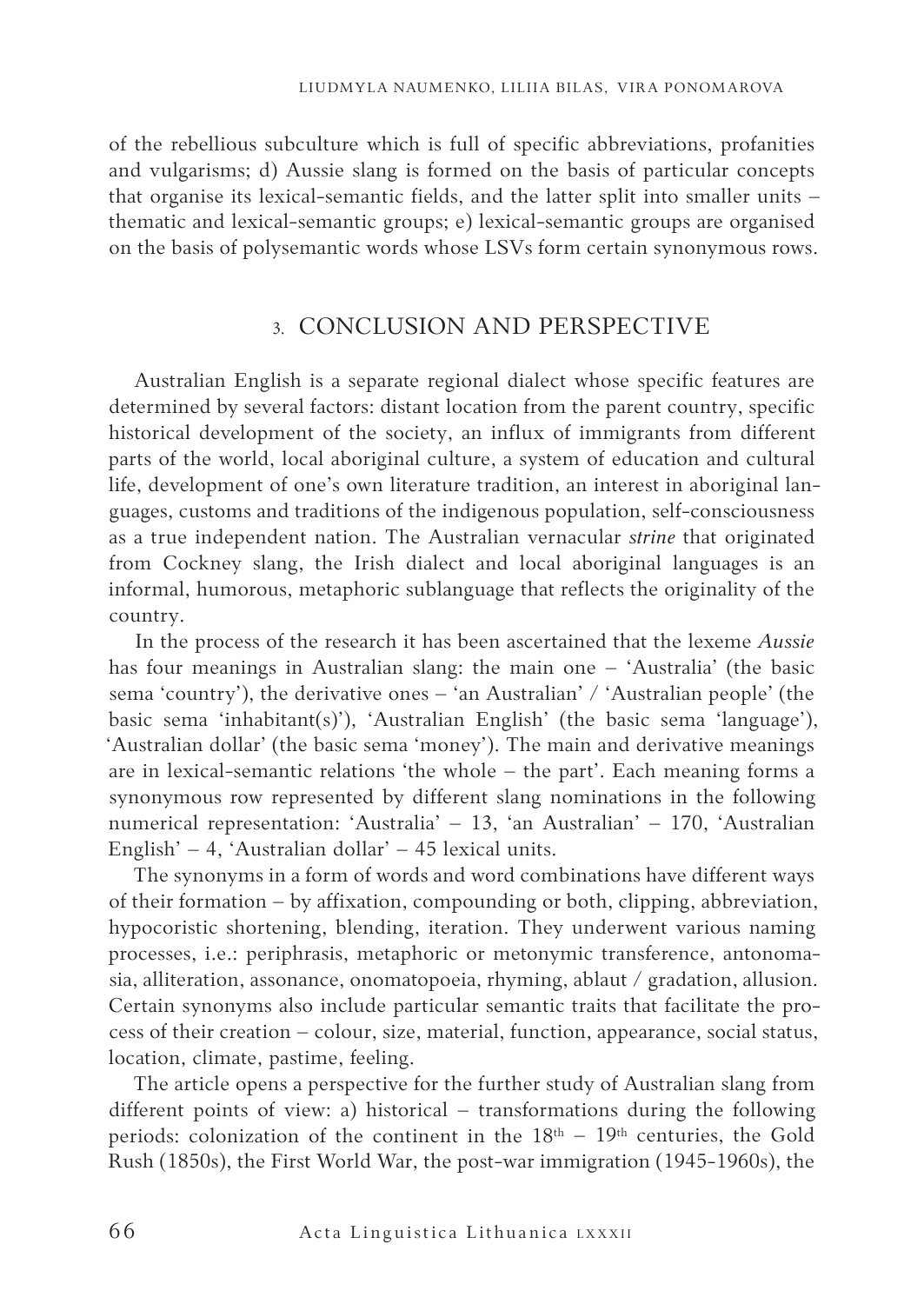of the rebellious subculture which is full of specific abbreviations, profanities and vulgarisms; d) Aussie slang is formed on the basis of particular concepts that organise its lexical-semantic fields, and the latter split into smaller units – thematic and lexical-semantic groups; e) lexical-semantic groups are organised on the basis of polysemantic words whose LSVs form certain synonymous rows.

## 3. CONCLUSION AND PERSPECTIVE

Australian English is a separate regional dialect whose specific features are determined by several factors: distant location from the parent country, specific historical development of the society, an influx of immigrants from different parts of the world, local aboriginal culture, a system of education and cultural life, development of one's own literature tradition, an interest in aboriginal languages, customs and traditions of the indigenous population, self-consciousness as a true independent nation. The Australian vernacular ***strine*** that originated from Cockney slang, the Irish dialect and local aboriginal languages is an informal, humorous, metaphoric sublanguage that reflects the originality of the country.

In the process of the research it has been ascertained that the lexeme *Aussie* has four meanings in Australian slang: the main one – 'Australia' (the basic sema 'country'), the derivative ones – 'an Australian' / 'Australian people' (the basic sema 'inhabitant(s)'), 'Australian English' (the basic sema 'language'), 'Australian dollar' (the basic sema 'money'). The main and derivative meanings are in lexical-semantic relations 'the whole – the part'. Each meaning forms a synonymous row represented by different slang nominations in the following numerical representation: 'Australia' – 13, 'an Australian' – 170, 'Australian English' – 4, 'Australian dollar' – 45 lexical units.

The synonyms in a form of words and word combinations have different ways of their formation – by affixation, compounding or both, clipping, abbreviation, hypocoristic shortening, blending, iteration. They underwent various naming processes, i.e.: periphrasis, metaphoric or metonymic transference, antonomasia, alliteration, assonance, onomatopoeia, rhyming, ablaut / gradation, allusion. Certain synonyms also include particular semantic traits that facilitate the process of their creation – colour, size, material, function, appearance, social status, location, climate, pastime, feeling.

The article opens a perspective for the further study of Australian slang from different points of view: a) historical – transformations during the following periods: colonization of the continent in the 18th – 19th centuries, the Gold Rush (1850s), the First World War, the post-war immigration (1945-1960s), the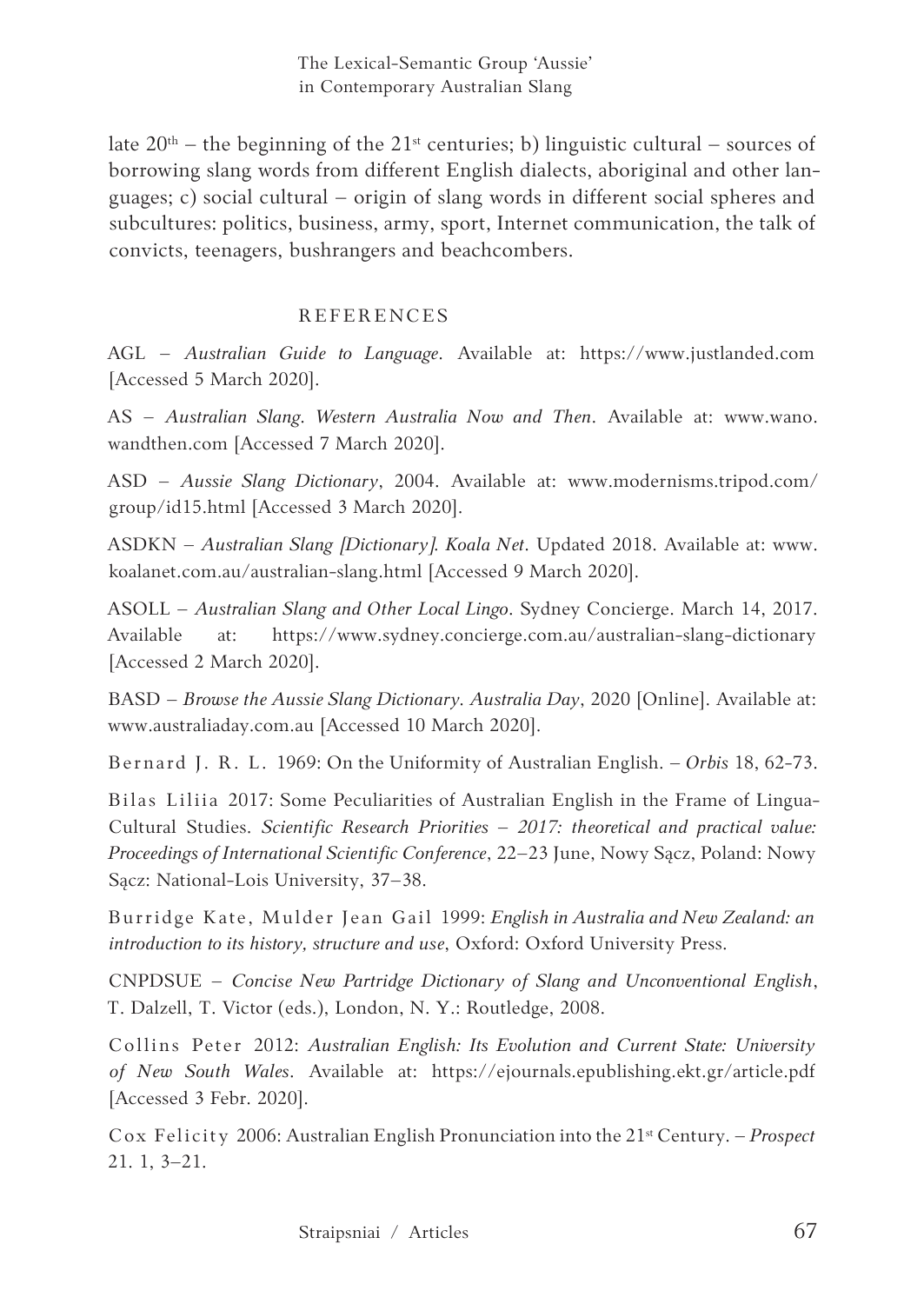late $20^{th}$ – the beginning of the $21^{st}$ centuries; b) linguistic cultural – sources of borrowing slang words from different English dialects, aboriginal and other languages; c) social cultural – origin of slang words in different social spheres and subcultures: politics, business, army, sport, Internet communication, the talk of convicts, teenagers, bushrangers and beachcombers.

## REFERENCES

AGL – *Australian Guide to Language*. Available at: https://www.justlanded.com [Accessed 5 March 2020].

AS – *Australian Slang. Western Australia Now and Then*. Available at: www.wano.wandthen.com [Accessed 7 March 2020].

ASD – *Aussie Slang Dictionary*, 2004. Available at: www.modernisms.tripod.com/group/id15.html [Accessed 3 March 2020].

ASDKN – *Australian Slang [Dictionary]. Koala Net*. Updated 2018. Available at: www.koalanet.com.au/australian-slang.html [Accessed 9 March 2020].

ASOLL – *Australian Slang and Other Local Lingo*. Sydney Concierge. March 14, 2017. Available at: https://www.sydney.concierge.com.au/australian-slang-dictionary [Accessed 2 March 2020].

BASD – *Browse the Aussie Slang Dictionary. Australia Day*, 2020 [Online]. Available at: www.australiaday.com.au [Accessed 10 March 2020].

Bernard J. R. L. 1969: On the Uniformity of Australian English. – *Orbis* 18, 62-73.

Bilas Liliia 2017: Some Peculiarities of Australian English in the Frame of Lingua-Cultural Studies. *Scientific Research Priorities – 2017: theoretical and practical value: Proceedings of International Scientific Conference*, 22–23 June, Nowy Sącz, Poland: Nowy Sącz: National-Lois University, 37–38.

Burridge Kate, Mulder Jean Gail 1999: *English in Australia and New Zealand: an introduction to its history, structure and use*, Oxford: Oxford University Press.

CNPDSUE – *Concise New Partridge Dictionary of Slang and Unconventional English*, T. Dalzell, T. Victor (eds.), London, N. Y.: Routledge, 2008.

Collins Peter 2012: *Australian English: Its Evolution and Current State: University of New South Wales*. Available at: https://ejournals.epublishing.ekt.gr/article.pdf [Accessed 3 Febr. 2020].

Cox Felicity 2006: Australian English Pronunciation into the $21^{st}$ Century. – *Prospect* 21. 1, 3–21.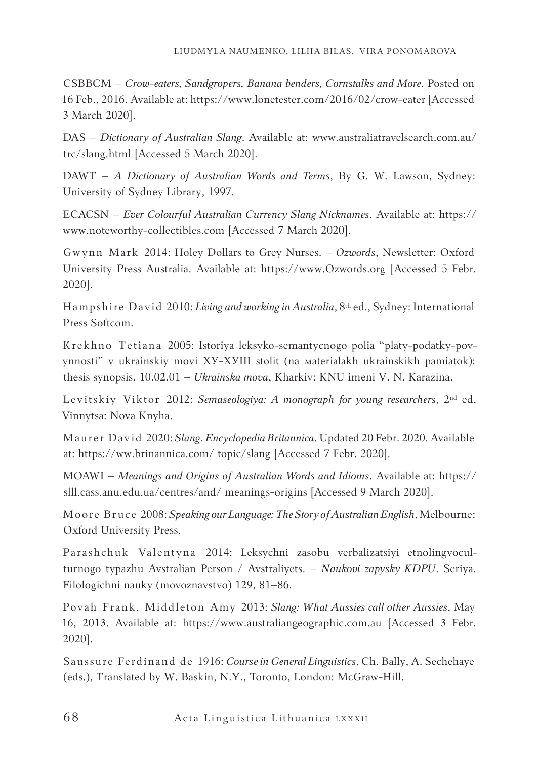CSBBCM – *Crow-eaters, Sandgropers, Banana benders, Cornstalks and More*. Posted on 16 Feb., 2016. Available at: https://www.lonetester.com/2016/02/crow-eater [Accessed 3 March 2020].

DAS – *Dictionary of Australian Slang*. Available at: www.australiatravelsearch.com.au/trc/slang.html [Accessed 5 March 2020].

DAWT – *A Dictionary of Australian Words and Terms*, By G. W. Lawson, Sydney: University of Sydney Library, 1997.

ECACSN – *Ever Colourful Australian Currency Slang Nicknames*. Available at: https://www.noteworthy-collectibles.com [Accessed 7 March 2020].

Gwynn Mark 2014: Holey Dollars to Grey Nurses. – *Ozwords*, Newsletter: Oxford University Press Australia. Available at: https://www.Ozwords.org [Accessed 5 Febr. 2020].

Hampshire David 2010: *Living and working in Australia*, 8th ed., Sydney: International Press Softcom.

Krekhno Tetiana 2005: Istoriya leksyko-semantycnogo polia "platy-podatky-povynnosti" v ukrainskiy movi XУ-XУIII stolit (na мaterialakh ukrainskikh pamiatok): thesis synopsis. 10.02.01 – *Ukrainska mova*, Kharkiv: KNU imeni V. N. Karazina.

Levitskiy Viktor 2012: *Semaseologiya: A monograph for young researchers*, 2nd ed, Vinnytsa: Nova Knyha.

Maurer David 2020: *Slang*. *Encyclopedia Britannica*. Updated 20 Febr. 2020. Available at: https://ww.brinannica.com/ topic/slang [Accessed 7 Febr. 2020].

MOAWI – *Meanings and Origins of Australian Words and Idioms*. Available at: https://slll.cass.anu.edu.ua/centres/and/ meanings-origins [Accessed 9 March 2020].

Moore Bruce 2008: *Speaking our Language: The Story of Australian English*, Melbourne: Oxford University Press.

Parashchuk Valentyna 2014: Leksychni zasobu verbalizatsiyi etnolingvocul­turnogo typazhu Avstralian Person / Avstraliyets. – *Naukovi zapysky KDPU*. Seriya. Filologichni nauky (movoznavstvo) 129, 81–86.

Povah Frank, Middleton Amy 2013: *Slang: What Aussies call other Aussies*, May 16, 2013. Available at: https://www.australiangeographic.com.au [Accessed 3 Febr. 2020].

Saussure Ferdinand de 1916: *Course in General Linguistics*, Ch. Bally, A. Sechehaye (eds.), Translated by W. Baskin, N.Y., Toronto, London: McGraw-Hill.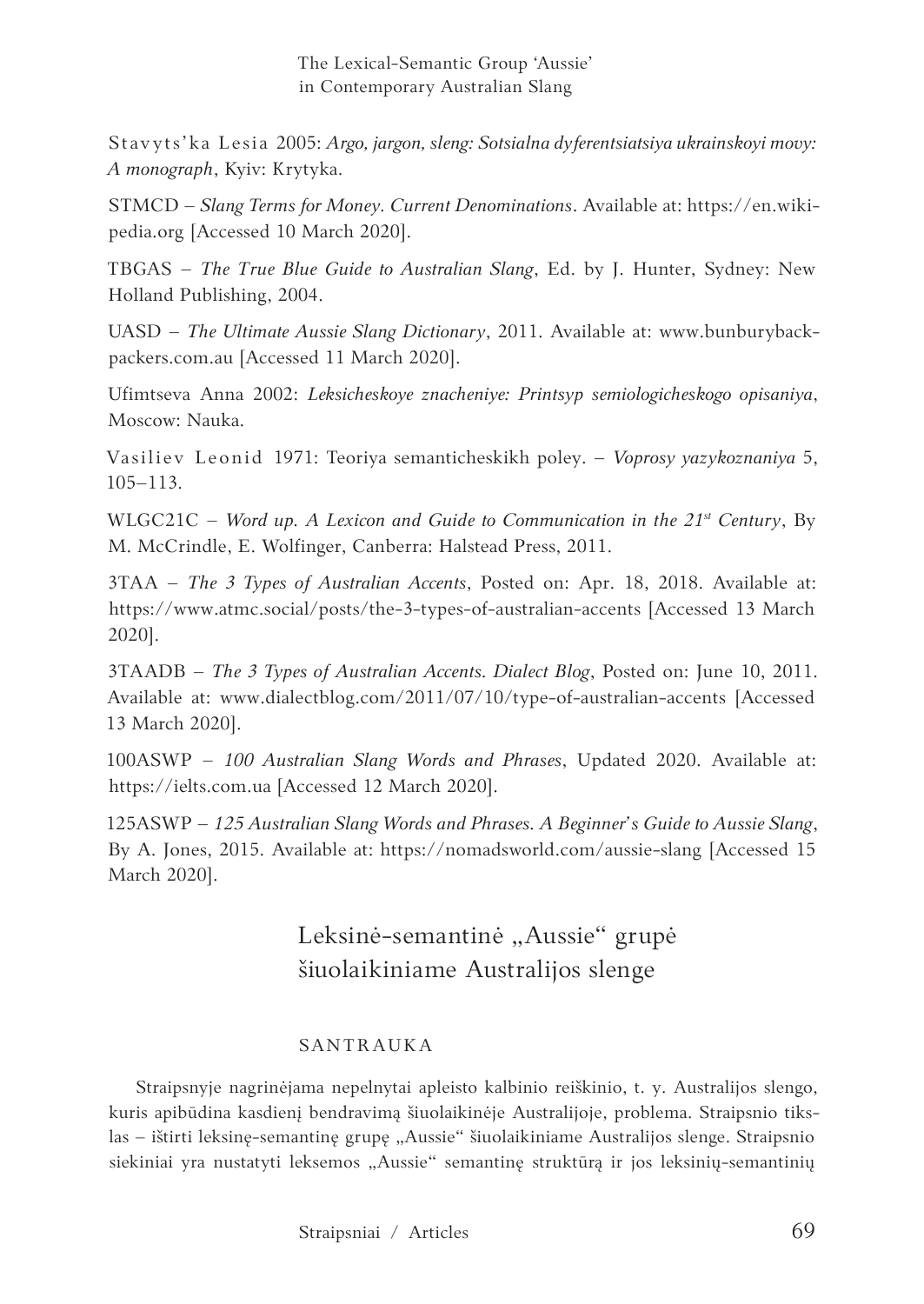Stavyts'ka Lesia 2005: *Argo, jargon, sleng: Sotsialna dyferentsiatsiya ukrainskoyi movy: A monograph*, Kyiv: Krytyka.

STMCD – *Slang Terms for Money. Current Denominations*. Available at: https://en.wikipedia.org [Accessed 10 March 2020].

TBGAS – *The True Blue Guide to Australian Slang*, Ed. by J. Hunter, Sydney: New Holland Publishing, 2004.

UASD – *The Ultimate Aussie Slang Dictionary*, 2011. Available at: www.bunburybackpackers.com.au [Accessed 11 March 2020].

Ufimtseva Anna 2002: *Leksicheskoye znacheniye: Printsyp semiologicheskogo opisaniya*, Moscow: Nauka.

Vasiliev Leonid 1971: Teoriya semanticheskikh poley. – *Voprosy yazykoznaniya* 5, 105–113.

WLGC21C – *Word up. A Lexicon and Guide to Communication in the 21st Century*, By M. McCrindle, E. Wolfinger, Canberra: Halstead Press, 2011.

3TAA – *The 3 Types of Australian Accents*, Posted on: Apr. 18, 2018. Available at: https://www.atmc.social/posts/the-3-types-of-australian-accents [Accessed 13 March 2020].

3TAADB – *The 3 Types of Australian Accents. Dialect Blog*, Posted on: June 10, 2011. Available at: www.dialectblog.com/2011/07/10/type-of-australian-accents [Accessed 13 March 2020].

100ASWP – *100 Australian Slang Words and Phrases*, Updated 2020. Available at: https://ielts.com.ua [Accessed 12 March 2020].

125ASWP – *125 Australian Slang Words and Phrases. A Beginner's Guide to Aussie Slang*, By A. Jones, 2015. Available at: https://nomadsworld.com/aussie-slang [Accessed 15 March 2020].

## Leksinė-semantinė „Aussie“ grupė šiuolaikiniame Australijos slenge

### SANTRAUKA

Straipsnyje nagrinėjama nepelnytai apleisto kalbinio reiškinio, t. y. Australijos slengo, kuris apibūdina kasdienį bendravimą šiuolaikinėje Australijoje, problema. Straipsnio tikslas – ištirti leksinę-semantinę grupę „Aussie“ šiuolaikiniame Australijos slenge. Straipsnio siekiniai yra nustatyti leksemos „Aussie“ semantinę struktūrą ir jos leksinių-semantinių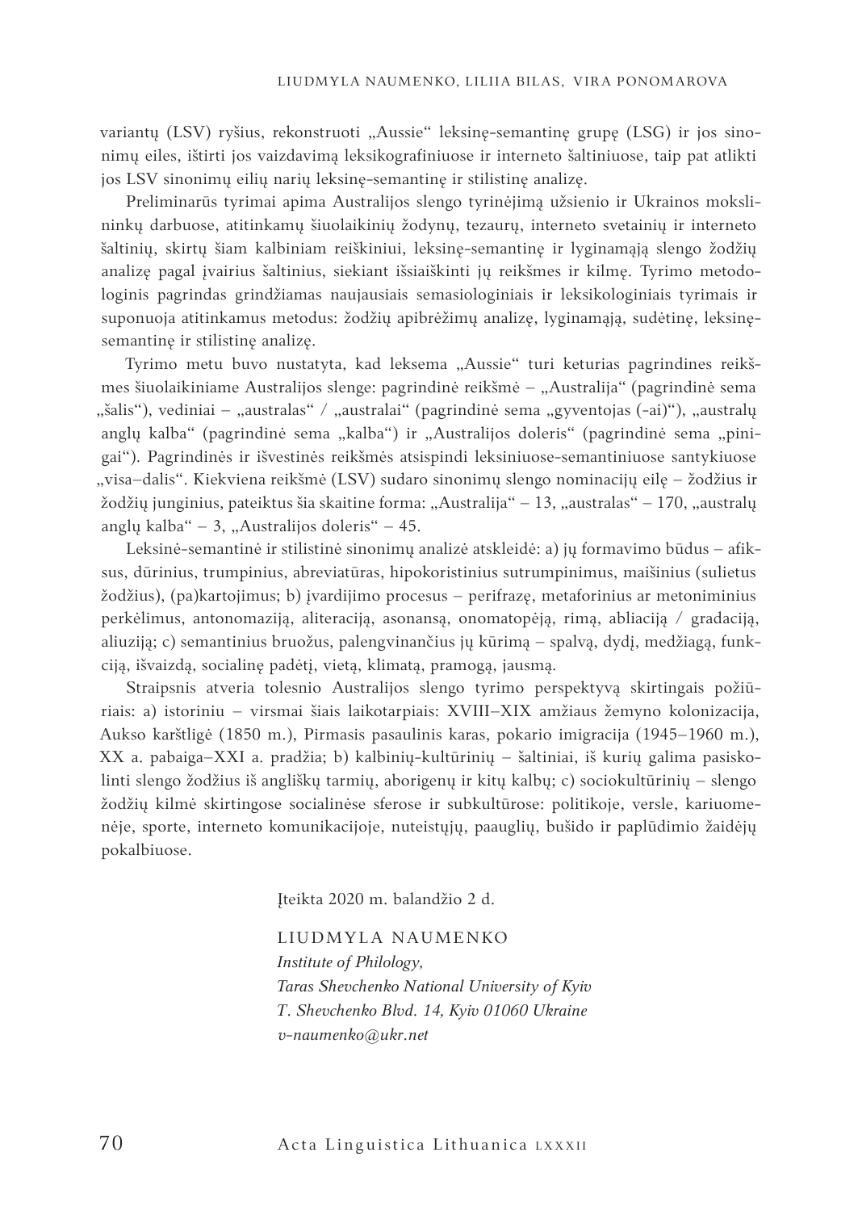variantų (LSV) ryšius, rekonstruoti „Aussie“ leksinę-semantinę grupę (LSG) ir jos sinonimų eiles, ištirti jos vaizdavimą leksikografiniuose ir interneto šaltiniuose, taip pat atlikti jos LSV sinonimų eilių narių leksinę-semantinę ir stilistinę analizę.

Preliminarūs tyrimai apima Australijos slengo tyrinėjimą užsienio ir Ukrainos mokslininkų darbuose, atitinkamų šiuolaikinių žodynų, tezaurų, interneto svetainių ir interneto šaltinių, skirtų šiam kalbiniam reiškiniui, leksinę-semantinę ir lyginamąją slengo žodžių analizę pagal įvairius šaltinius, siekiant išsiaiškinti jų reikšmes ir kilmę. Tyrimo metodologinis pagrindas grindžiamas naujausiais semasiologiniais ir leksikologiniais tyrimais ir suponuoja atitinkamus metodus: žodžių apibrėžimų analizę, lyginamąją, sudėtinę, leksinę-semantinę ir stilistinę analizę.

Tyrimo metu buvo nustatyta, kad leksema „Aussie“ turi keturias pagrindines reikšmes šiuolaikiniame Australijos slenge: pagrindinė reikšmė – „Australija“ (pagrindinė sema „šalis“), vediniai – „australas“ / „australai“ (pagrindinė sema „gyventojas (-ai)“), „australų anglų kalba“ (pagrindinė sema „kalba“) ir „Australijos doleris“ (pagrindinė sema „pinigai“). Pagrindinės ir išvestinės reikšmės atsispindi leksiniuose-semantiniuose santykiuose „visa–dalis“. Kiekviena reikšmė (LSV) sudaro sinonimų slengo nominacijų eilę – žodžius ir žodžių junginius, pateiktus šia skaitine forma: „Australija“ – 13, „australas“ – 170, „australų anglų kalba“ – 3, „Australijos doleris“ – 45.

Leksinė-semantinė ir stilistinė sinonimų analizė atskleidė: a) jų formavimo būdus – afiksus, dūrinius, trumpinius, abreviatūras, hipokoristinius sutrumpinimus, maišinius (sulietus žodžius), (pa)kartojimus; b) įvardijimo procesus – perifrazę, metaforinius ar metoniminius perkėlimus, antonomaziją, aliteraciją, asonansą, onomatopėją, rimą, abliaciją / gradaciją, aliuziją; c) semantinius bruožus, palengvinančius jų kūrimą – spalvą, dydį, medžiagą, funkciją, išvaizdą, socialinę padėtį, vietą, klimatą, pramogą, jausmą.

Straipsnis atveria tolesnio Australijos slengo tyrimo perspektyvą skirtingais požiūriais: a) istoriniu – virsmai šiais laikotarpiais: XVIII–XIX amžiaus žemyno kolonizacija, Aukso karštligė (1850 m.), Pirmasis pasaulinis karas, pokario imigracija (1945–1960 m.), XX a. pabaiga–XXI a. pradžia; b) kalbinių-kultūrinių – šaltiniai, iš kurių galima pasiskolinti slengo žodžius iš angliškų tarmių, aborigenų ir kitų kalbų; c) sociokultūrinių – slengo žodžių kilmė skirtingose socialinėse sferose ir subkultūrose: politikoje, versle, kariuomenėje, sporte, interneto komunikacijoje, nuteistųjų, paauglių, bušido ir paplūdimio žaidėjų pokalbiuose.

Įteikta 2020 m. balandžio 2 d.

LIUDMYLA NAUMENKO
*Institute of Philology,*
*Taras Shevchenko National University of Kyiv*
*T. Shevchenko Blvd. 14, Kyiv 01060 Ukraine*
*v-naumenko@ukr.net*